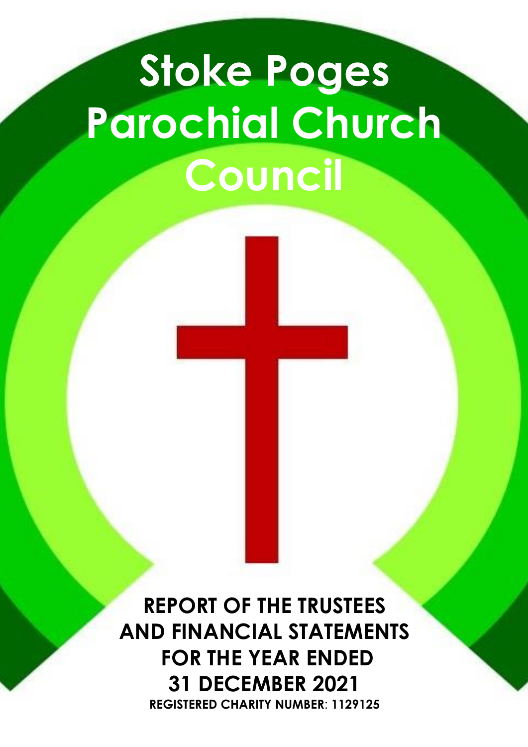# Stoke Poges Parochial Church Council

**REPORT OF THE TRUSTEES AND FINANCIAL STATEMENTS FOR THE YEAR ENDED 31 DECEMBER 2021**

**REGISTERED CHARITY NUMBER: 1129125**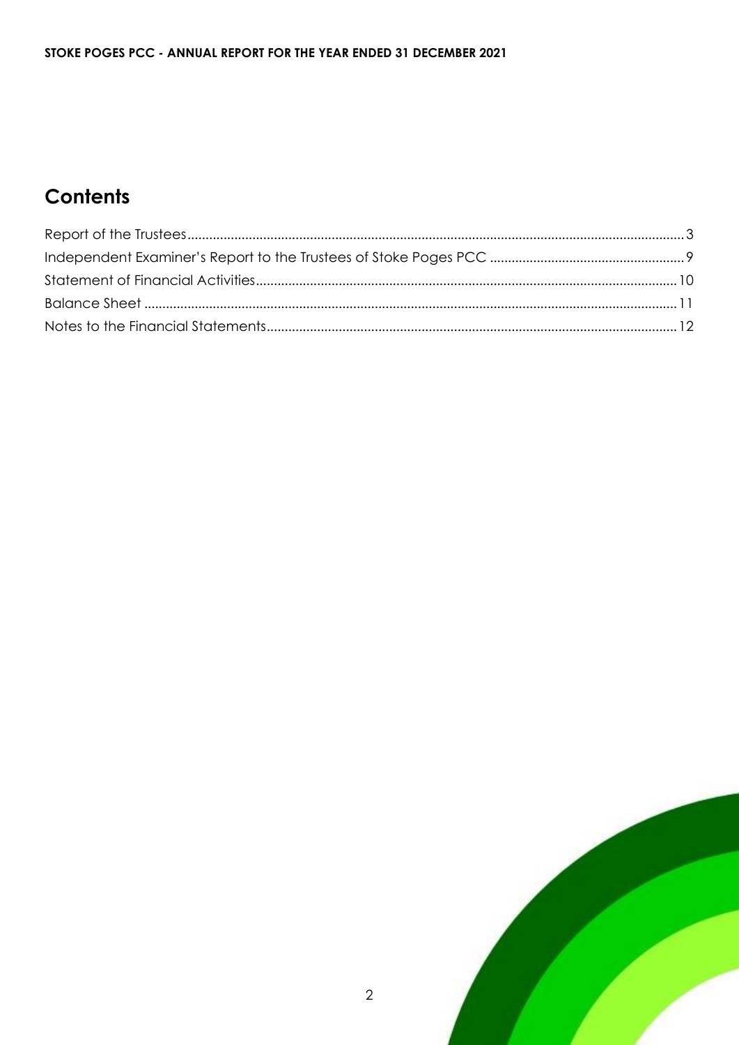## Contents

Report of the Trustees ........................................................................................................................................3
Independent Examiner's Report to the Trustees of Stoke Poges PCC ......................................................9
Statement of Financial Activities ...................................................................................................................10
Balance Sheet .................................................................................................................................................11
Notes to the Financial Statements ................................................................................................................12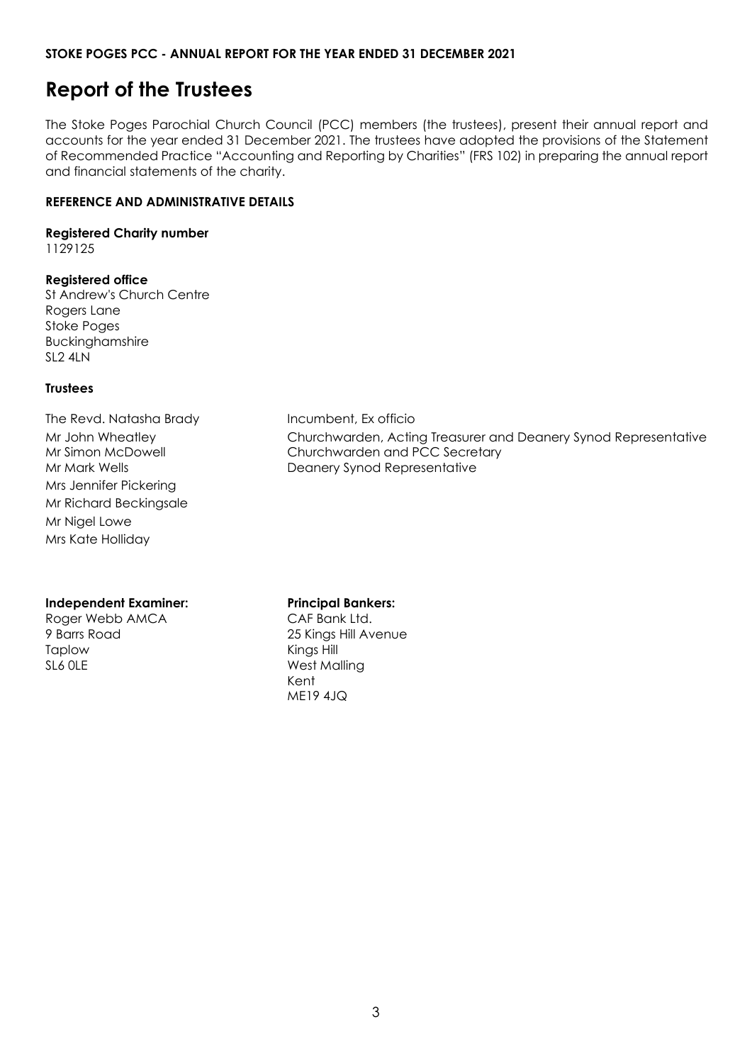# Report of the Trustees

The Stoke Poges Parochial Church Council (PCC) members (the trustees), present their annual report and accounts for the year ended 31 December 2021. The trustees have adopted the provisions of the Statement of Recommended Practice "Accounting and Reporting by Charities" (FRS 102) in preparing the annual report and financial statements of the charity.

## REFERENCE AND ADMINISTRATIVE DETAILS

**Registered Charity number**
1129125

**Registered office**
St Andrew's Church Centre
Rogers Lane
Stoke Poges
Buckinghamshire
SL2 4LN

**Trustees**

| | |
|---|---|
| The Revd. Natasha Brady | Incumbent, Ex officio |
| Mr John Wheatley | Churchwarden, Acting Treasurer and Deanery Synod Representative |
| Mr Simon McDowell | Churchwarden and PCC Secretary |
| Mr Mark Wells | Deanery Synod Representative |
| Mrs Jennifer Pickering | |
| Mr Richard Beckingsale | |
| Mr Nigel Lowe | |
| Mrs Kate Holliday | |

**Independent Examiner:**
Roger Webb AMCA
9 Barrs Road
Taplow
SL6 0LE

**Principal Bankers:**
CAF Bank Ltd.
25 Kings Hill Avenue
Kings Hill
West Malling
Kent
ME19 4JQ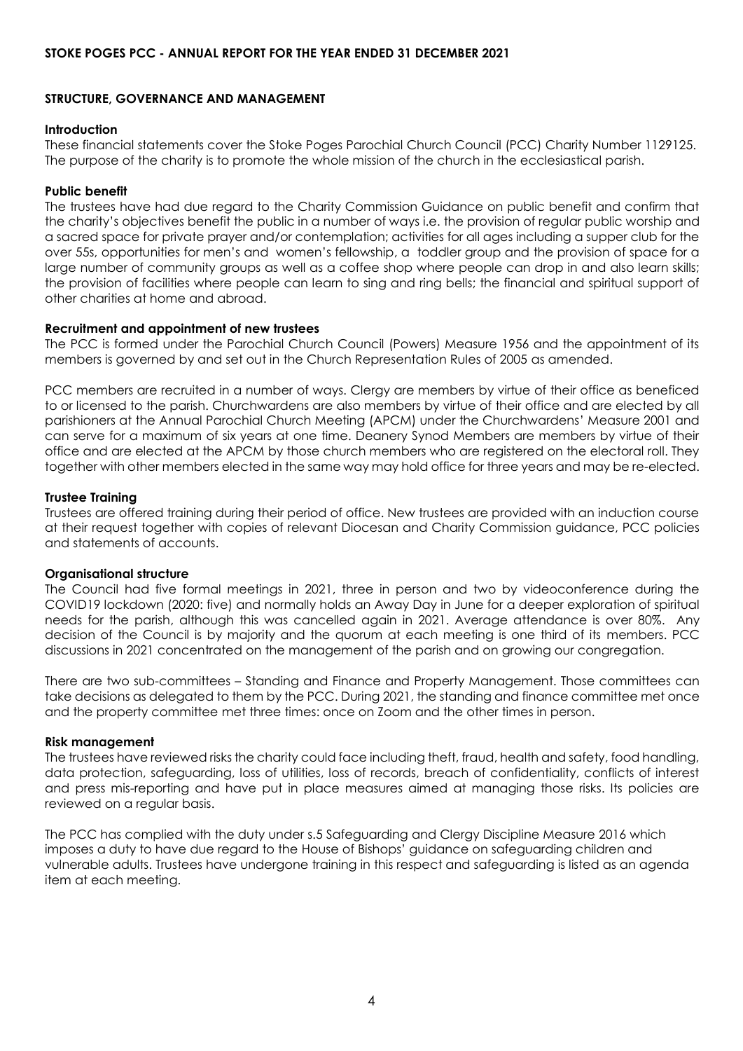## STOKE POGES PCC - ANNUAL REPORT FOR THE YEAR ENDED 31 DECEMBER 2021

### STRUCTURE, GOVERNANCE AND MANAGEMENT

**Introduction**

These financial statements cover the Stoke Poges Parochial Church Council (PCC) Charity Number 1129125. The purpose of the charity is to promote the whole mission of the church in the ecclesiastical parish.

**Public benefit**

The trustees have had due regard to the Charity Commission Guidance on public benefit and confirm that the charity's objectives benefit the public in a number of ways i.e. the provision of regular public worship and a sacred space for private prayer and/or contemplation; activities for all ages including a supper club for the over 55s, opportunities for men's and women's fellowship, a toddler group and the provision of space for a large number of community groups as well as a coffee shop where people can drop in and also learn skills; the provision of facilities where people can learn to sing and ring bells; the financial and spiritual support of other charities at home and abroad.

**Recruitment and appointment of new trustees**

The PCC is formed under the Parochial Church Council (Powers) Measure 1956 and the appointment of its members is governed by and set out in the Church Representation Rules of 2005 as amended.

PCC members are recruited in a number of ways. Clergy are members by virtue of their office as beneficed to or licensed to the parish. Churchwardens are also members by virtue of their office and are elected by all parishioners at the Annual Parochial Church Meeting (APCM) under the Churchwardens' Measure 2001 and can serve for a maximum of six years at one time. Deanery Synod Members are members by virtue of their office and are elected at the APCM by those church members who are registered on the electoral roll. They together with other members elected in the same way may hold office for three years and may be re-elected.

**Trustee Training**

Trustees are offered training during their period of office. New trustees are provided with an induction course at their request together with copies of relevant Diocesan and Charity Commission guidance, PCC policies and statements of accounts.

**Organisational structure**

The Council had five formal meetings in 2021, three in person and two by videoconference during the COVID19 lockdown (2020: five) and normally holds an Away Day in June for a deeper exploration of spiritual needs for the parish, although this was cancelled again in 2021. Average attendance is over 80%. Any decision of the Council is by majority and the quorum at each meeting is one third of its members. PCC discussions in 2021 concentrated on the management of the parish and on growing our congregation.

There are two sub-committees – Standing and Finance and Property Management. Those committees can take decisions as delegated to them by the PCC. During 2021, the standing and finance committee met once and the property committee met three times: once on Zoom and the other times in person.

**Risk management**

The trustees have reviewed risks the charity could face including theft, fraud, health and safety, food handling, data protection, safeguarding, loss of utilities, loss of records, breach of confidentiality, conflicts of interest and press mis-reporting and have put in place measures aimed at managing those risks. Its policies are reviewed on a regular basis.

The PCC has complied with the duty under s.5 Safeguarding and Clergy Discipline Measure 2016 which imposes a duty to have due regard to the House of Bishops' guidance on safeguarding children and vulnerable adults. Trustees have undergone training in this respect and safeguarding is listed as an agenda item at each meeting.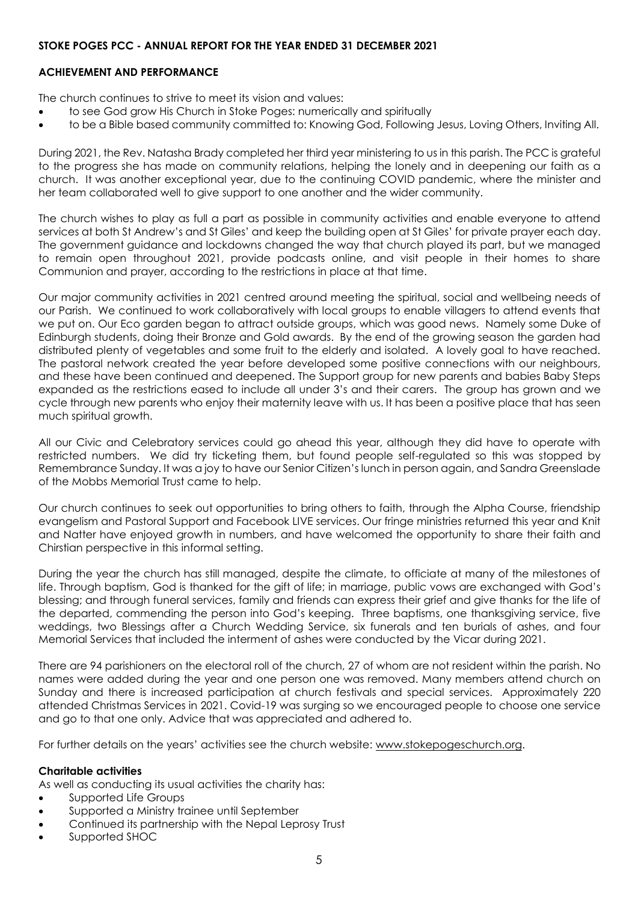**STOKE POGES PCC - ANNUAL REPORT FOR THE YEAR ENDED 31 DECEMBER 2021**

**ACHIEVEMENT AND PERFORMANCE**

The church continues to strive to meet its vision and values:

- to see God grow His Church in Stoke Poges: numerically and spiritually
- to be a Bible based community committed to: Knowing God, Following Jesus, Loving Others, Inviting All.

During 2021, the Rev. Natasha Brady completed her third year ministering to us in this parish. The PCC is grateful to the progress she has made on community relations, helping the lonely and in deepening our faith as a church. It was another exceptional year, due to the continuing COVID pandemic, where the minister and her team collaborated well to give support to one another and the wider community.

The church wishes to play as full a part as possible in community activities and enable everyone to attend services at both St Andrew's and St Giles' and keep the building open at St Giles' for private prayer each day. The government guidance and lockdowns changed the way that church played its part, but we managed to remain open throughout 2021, provide podcasts online, and visit people in their homes to share Communion and prayer, according to the restrictions in place at that time.

Our major community activities in 2021 centred around meeting the spiritual, social and wellbeing needs of our Parish. We continued to work collaboratively with local groups to enable villagers to attend events that we put on. Our Eco garden began to attract outside groups, which was good news. Namely some Duke of Edinburgh students, doing their Bronze and Gold awards. By the end of the growing season the garden had distributed plenty of vegetables and some fruit to the elderly and isolated. A lovely goal to have reached. The pastoral network created the year before developed some positive connections with our neighbours, and these have been continued and deepened. The Support group for new parents and babies Baby Steps expanded as the restrictions eased to include all under 3's and their carers. The group has grown and we cycle through new parents who enjoy their maternity leave with us. It has been a positive place that has seen much spiritual growth.

All our Civic and Celebratory services could go ahead this year, although they did have to operate with restricted numbers. We did try ticketing them, but found people self-regulated so this was stopped by Remembrance Sunday. It was a joy to have our Senior Citizen's lunch in person again, and Sandra Greenslade of the Mobbs Memorial Trust came to help.

Our church continues to seek out opportunities to bring others to faith, through the Alpha Course, friendship evangelism and Pastoral Support and Facebook LIVE services. Our fringe ministries returned this year and Knit and Natter have enjoyed growth in numbers, and have welcomed the opportunity to share their faith and Chirstian perspective in this informal setting.

During the year the church has still managed, despite the climate, to officiate at many of the milestones of life. Through baptism, God is thanked for the gift of life; in marriage, public vows are exchanged with God's blessing; and through funeral services, family and friends can express their grief and give thanks for the life of the departed, commending the person into God's keeping. Three baptisms, one thanksgiving service, five weddings, two Blessings after a Church Wedding Service, six funerals and ten burials of ashes, and four Memorial Services that included the interment of ashes were conducted by the Vicar during 2021.

There are 94 parishioners on the electoral roll of the church, 27 of whom are not resident within the parish. No names were added during the year and one person one was removed. Many members attend church on Sunday and there is increased participation at church festivals and special services. Approximately 220 attended Christmas Services in 2021. Covid-19 was surging so we encouraged people to choose one service and go to that one only. Advice that was appreciated and adhered to.

For further details on the years' activities see the church website: www.stokepogeschurch.org.

**Charitable activities**

As well as conducting its usual activities the charity has:

- Supported Life Groups
- Supported a Ministry trainee until September
- Continued its partnership with the Nepal Leprosy Trust
- Supported SHOC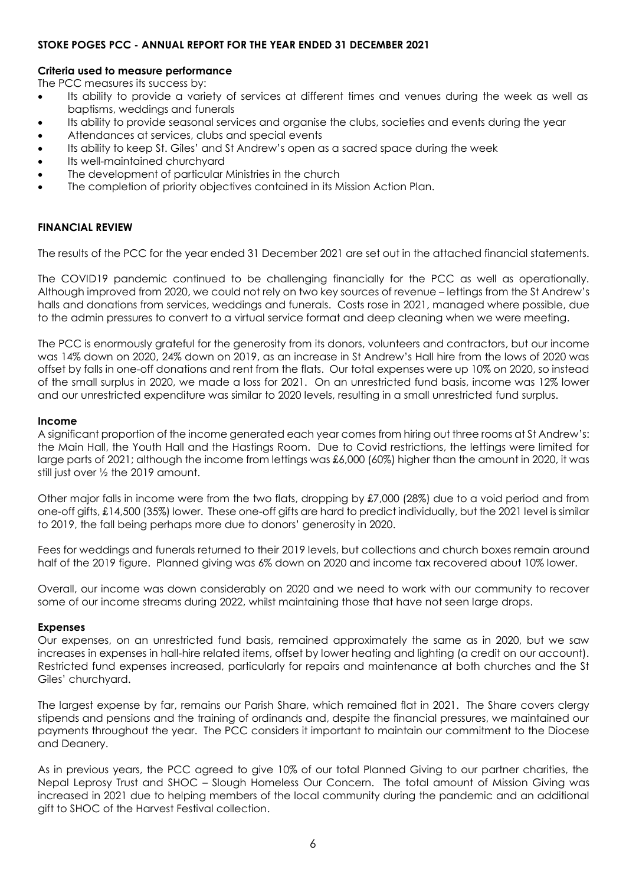**STOKE POGES PCC - ANNUAL REPORT FOR THE YEAR ENDED 31 DECEMBER 2021**

**Criteria used to measure performance**

The PCC measures its success by:

- Its ability to provide a variety of services at different times and venues during the week as well as baptisms, weddings and funerals
- Its ability to provide seasonal services and organise the clubs, societies and events during the year
- Attendances at services, clubs and special events
- Its ability to keep St. Giles' and St Andrew's open as a sacred space during the week
- Its well-maintained churchyard
- The development of particular Ministries in the church
- The completion of priority objectives contained in its Mission Action Plan.

## FINANCIAL REVIEW

The results of the PCC for the year ended 31 December 2021 are set out in the attached financial statements.

The COVID19 pandemic continued to be challenging financially for the PCC as well as operationally. Although improved from 2020, we could not rely on two key sources of revenue – lettings from the St Andrew's halls and donations from services, weddings and funerals. Costs rose in 2021, managed where possible, due to the admin pressures to convert to a virtual service format and deep cleaning when we were meeting.

The PCC is enormously grateful for the generosity from its donors, volunteers and contractors, but our income was 14% down on 2020, 24% down on 2019, as an increase in St Andrew's Hall hire from the lows of 2020 was offset by falls in one-off donations and rent from the flats. Our total expenses were up 10% on 2020, so instead of the small surplus in 2020, we made a loss for 2021. On an unrestricted fund basis, income was 12% lower and our unrestricted expenditure was similar to 2020 levels, resulting in a small unrestricted fund surplus.

### Income

A significant proportion of the income generated each year comes from hiring out three rooms at St Andrew's: the Main Hall, the Youth Hall and the Hastings Room. Due to Covid restrictions, the lettings were limited for large parts of 2021; although the income from lettings was £6,000 (60%) higher than the amount in 2020, it was still just over ½ the 2019 amount.

Other major falls in income were from the two flats, dropping by £7,000 (28%) due to a void period and from one-off gifts, £14,500 (35%) lower. These one-off gifts are hard to predict individually, but the 2021 level is similar to 2019, the fall being perhaps more due to donors' generosity in 2020.

Fees for weddings and funerals returned to their 2019 levels, but collections and church boxes remain around half of the 2019 figure. Planned giving was 6% down on 2020 and income tax recovered about 10% lower.

Overall, our income was down considerably on 2020 and we need to work with our community to recover some of our income streams during 2022, whilst maintaining those that have not seen large drops.

### Expenses

Our expenses, on an unrestricted fund basis, remained approximately the same as in 2020, but we saw increases in expenses in hall-hire related items, offset by lower heating and lighting (a credit on our account). Restricted fund expenses increased, particularly for repairs and maintenance at both churches and the St Giles' churchyard.

The largest expense by far, remains our Parish Share, which remained flat in 2021. The Share covers clergy stipends and pensions and the training of ordinands and, despite the financial pressures, we maintained our payments throughout the year. The PCC considers it important to maintain our commitment to the Diocese and Deanery.

As in previous years, the PCC agreed to give 10% of our total Planned Giving to our partner charities, the Nepal Leprosy Trust and SHOC – Slough Homeless Our Concern. The total amount of Mission Giving was increased in 2021 due to helping members of the local community during the pandemic and an additional gift to SHOC of the Harvest Festival collection.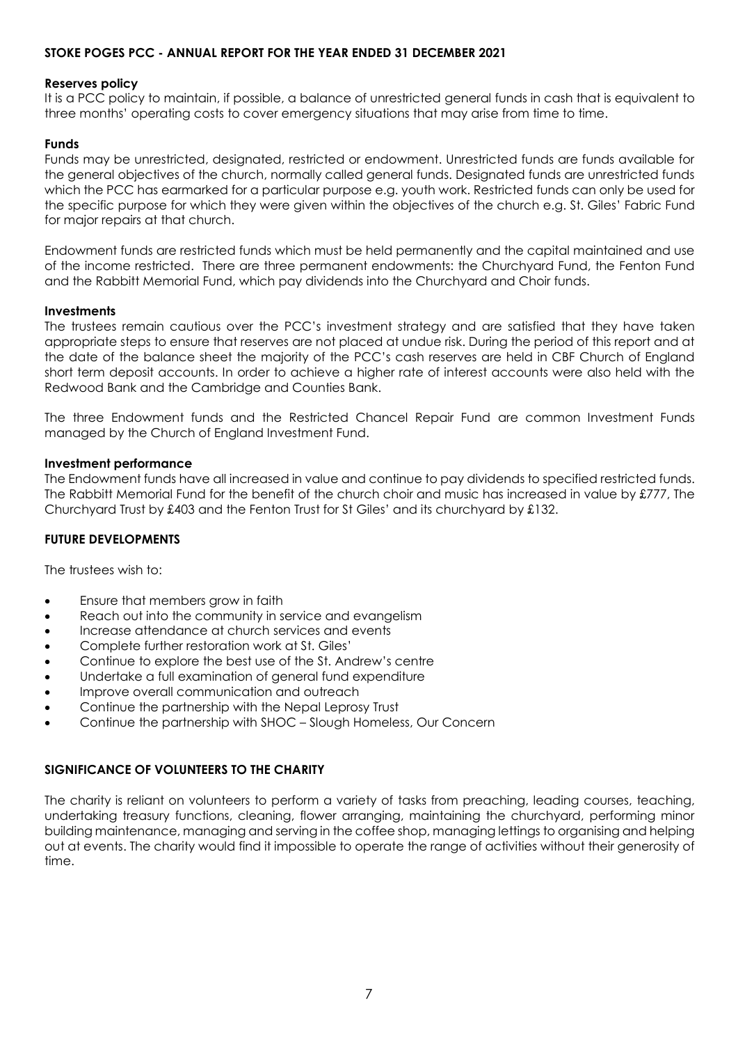**STOKE POGES PCC - ANNUAL REPORT FOR THE YEAR ENDED 31 DECEMBER 2021**

**Reserves policy**

It is a PCC policy to maintain, if possible, a balance of unrestricted general funds in cash that is equivalent to three months' operating costs to cover emergency situations that may arise from time to time.

**Funds**

Funds may be unrestricted, designated, restricted or endowment. Unrestricted funds are funds available for the general objectives of the church, normally called general funds. Designated funds are unrestricted funds which the PCC has earmarked for a particular purpose e.g. youth work. Restricted funds can only be used for the specific purpose for which they were given within the objectives of the church e.g. St. Giles' Fabric Fund for major repairs at that church.

Endowment funds are restricted funds which must be held permanently and the capital maintained and use of the income restricted. There are three permanent endowments: the Churchyard Fund, the Fenton Fund and the Rabbitt Memorial Fund, which pay dividends into the Churchyard and Choir funds.

**Investments**

The trustees remain cautious over the PCC's investment strategy and are satisfied that they have taken appropriate steps to ensure that reserves are not placed at undue risk. During the period of this report and at the date of the balance sheet the majority of the PCC's cash reserves are held in CBF Church of England short term deposit accounts. In order to achieve a higher rate of interest accounts were also held with the Redwood Bank and the Cambridge and Counties Bank.

The three Endowment funds and the Restricted Chancel Repair Fund are common Investment Funds managed by the Church of England Investment Fund.

**Investment performance**

The Endowment funds have all increased in value and continue to pay dividends to specified restricted funds. The Rabbitt Memorial Fund for the benefit of the church choir and music has increased in value by £777, The Churchyard Trust by £403 and the Fenton Trust for St Giles' and its churchyard by £132.

**FUTURE DEVELOPMENTS**

The trustees wish to:

- Ensure that members grow in faith
- Reach out into the community in service and evangelism
- Increase attendance at church services and events
- Complete further restoration work at St. Giles'
- Continue to explore the best use of the St. Andrew's centre
- Undertake a full examination of general fund expenditure
- Improve overall communication and outreach
- Continue the partnership with the Nepal Leprosy Trust
- Continue the partnership with SHOC – Slough Homeless, Our Concern

**SIGNIFICANCE OF VOLUNTEERS TO THE CHARITY**

The charity is reliant on volunteers to perform a variety of tasks from preaching, leading courses, teaching, undertaking treasury functions, cleaning, flower arranging, maintaining the churchyard, performing minor building maintenance, managing and serving in the coffee shop, managing lettings to organising and helping out at events. The charity would find it impossible to operate the range of activities without their generosity of time.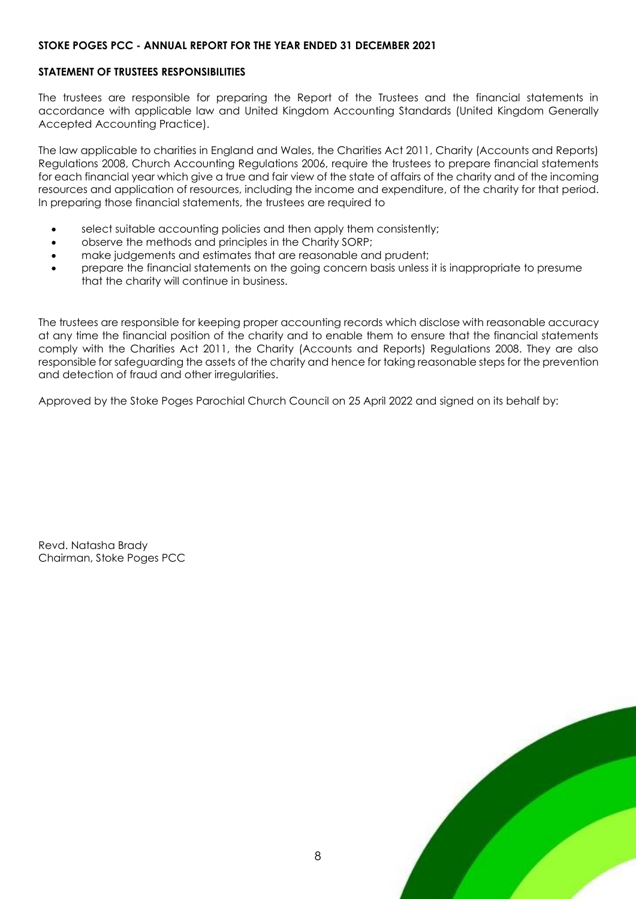**STOKE POGES PCC - ANNUAL REPORT FOR THE YEAR ENDED 31 DECEMBER 2021**

## STATEMENT OF TRUSTEES RESPONSIBILITIES

The trustees are responsible for preparing the Report of the Trustees and the financial statements in accordance with applicable law and United Kingdom Accounting Standards (United Kingdom Generally Accepted Accounting Practice).

The law applicable to charities in England and Wales, the Charities Act 2011, Charity (Accounts and Reports) Regulations 2008, Church Accounting Regulations 2006, require the trustees to prepare financial statements for each financial year which give a true and fair view of the state of affairs of the charity and of the incoming resources and application of resources, including the income and expenditure, of the charity for that period. In preparing those financial statements, the trustees are required to

- select suitable accounting policies and then apply them consistently;
- observe the methods and principles in the Charity SORP;
- make judgements and estimates that are reasonable and prudent;
- prepare the financial statements on the going concern basis unless it is inappropriate to presume that the charity will continue in business.

The trustees are responsible for keeping proper accounting records which disclose with reasonable accuracy at any time the financial position of the charity and to enable them to ensure that the financial statements comply with the Charities Act 2011, the Charity (Accounts and Reports) Regulations 2008. They are also responsible for safeguarding the assets of the charity and hence for taking reasonable steps for the prevention and detection of fraud and other irregularities.

Approved by the Stoke Poges Parochial Church Council on 25 April 2022 and signed on its behalf by:

Revd. Natasha Brady
Chairman, Stoke Poges PCC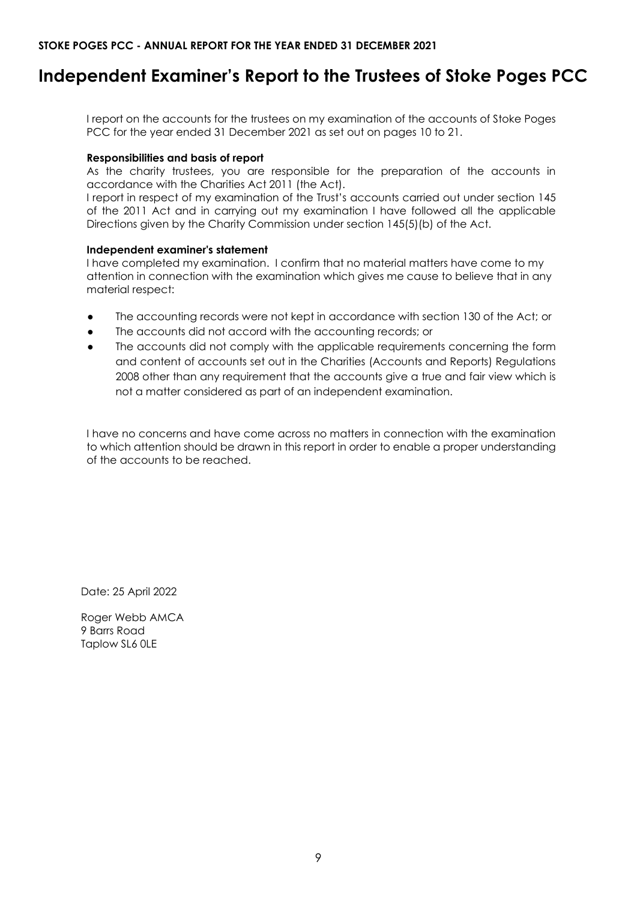# Independent Examiner's Report to the Trustees of Stoke Poges PCC

I report on the accounts for the trustees on my examination of the accounts of Stoke Poges PCC for the year ended 31 December 2021 as set out on pages 10 to 21.

**Responsibilities and basis of report**

As the charity trustees, you are responsible for the preparation of the accounts in accordance with the Charities Act 2011 (the Act).

I report in respect of my examination of the Trust's accounts carried out under section 145 of the 2011 Act and in carrying out my examination I have followed all the applicable Directions given by the Charity Commission under section 145(5)(b) of the Act.

**Independent examiner's statement**

I have completed my examination. I confirm that no material matters have come to my attention in connection with the examination which gives me cause to believe that in any material respect:

- The accounting records were not kept in accordance with section 130 of the Act; or
- The accounts did not accord with the accounting records; or
- The accounts did not comply with the applicable requirements concerning the form and content of accounts set out in the Charities (Accounts and Reports) Regulations 2008 other than any requirement that the accounts give a true and fair view which is not a matter considered as part of an independent examination.

I have no concerns and have come across no matters in connection with the examination to which attention should be drawn in this report in order to enable a proper understanding of the accounts to be reached.

Date: 25 April 2022

Roger Webb AMCA
9 Barrs Road
Taplow SL6 0LE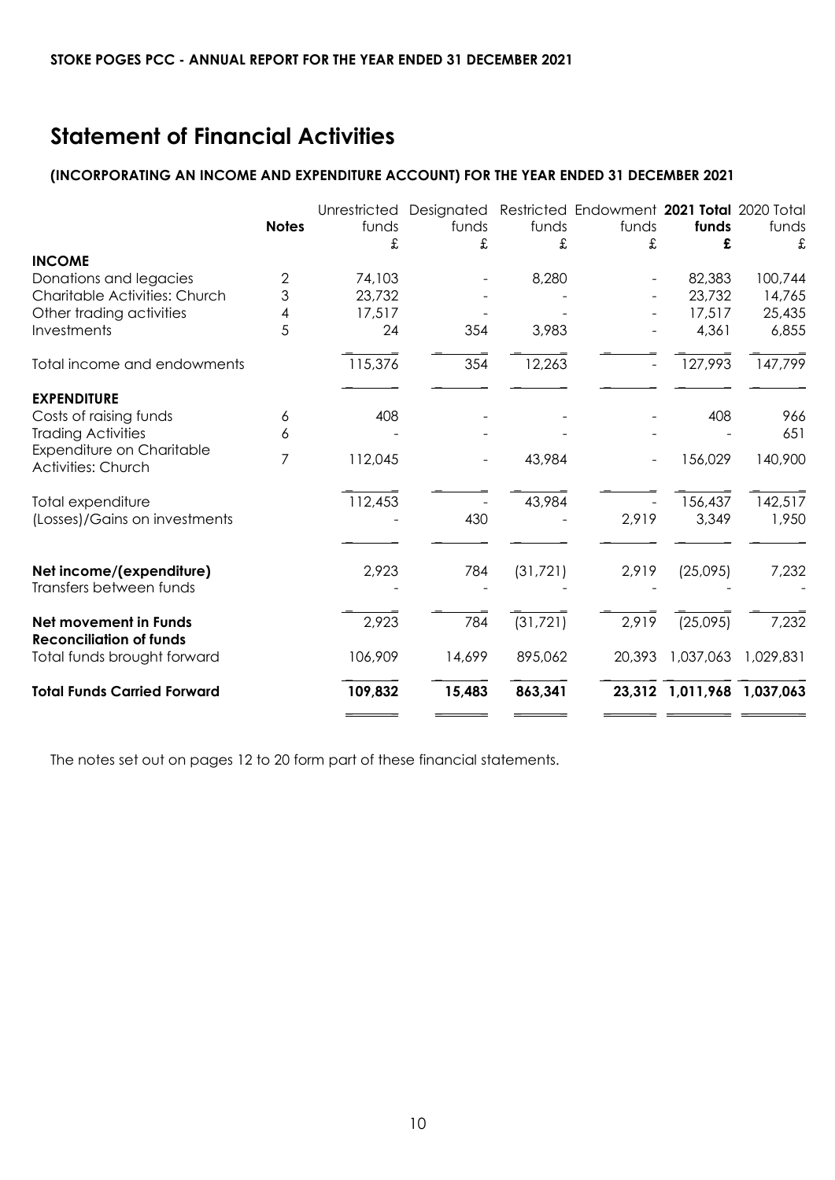STOKE POGES PCC - ANNUAL REPORT FOR THE YEAR ENDED 31 DECEMBER 2021

# Statement of Financial Activities

### (INCORPORATING AN INCOME AND EXPENDITURE ACCOUNT) FOR THE YEAR ENDED 31 DECEMBER 2021

| | Notes | Unrestricted funds | Designated funds | Restricted funds | Endowment funds | **2021 Total funds** | 2020 Total funds |
|---|---|---|---|---|---|---|---|
| | | £ | £ | £ | £ | **£** | £ |
| **INCOME** | | | | | | | |
| Donations and legacies | 2 | 74,103 | - | 8,280 | - | 82,383 | 100,744 |
| Charitable Activities: Church | 3 | 23,732 | - | - | - | 23,732 | 14,765 |
| Other trading activities | 4 | 17,517 | - | - | - | 17,517 | 25,435 |
| Investments | 5 | 24 | 354 | 3,983 | - | 4,361 | 6,855 |
| Total income and endowments | | 115,376 | 354 | 12,263 | - | 127,993 | 147,799 |
| **EXPENDITURE** | | | | | | | |
| Costs of raising funds | 6 | 408 | - | - | - | 408 | 966 |
| Trading Activities | 6 | - | - | - | - | - | 651 |
| Expenditure on Charitable Activities: Church | 7 | 112,045 | - | 43,984 | - | 156,029 | 140,900 |
| Total expenditure | | 112,453 | - | 43,984 | - | 156,437 | 142,517 |
| (Losses)/Gains on investments | | - | 430 | - | 2,919 | 3,349 | 1,950 |
| **Net income/(expenditure)** | | 2,923 | 784 | (31,721) | 2,919 | (25,095) | 7,232 |
| Transfers between funds | | - | - | - | - | - | - |
| **Net movement in Funds** | | 2,923 | 784 | (31,721) | 2,919 | (25,095) | 7,232 |
| **Reconciliation of funds** | | | | | | | |
| Total funds brought forward | | 106,909 | 14,699 | 895,062 | 20,393 | 1,037,063 | 1,029,831 |
| **Total Funds Carried Forward** | | **109,832** | **15,483** | **863,341** | **23,312** | **1,011,968** | **1,037,063** |

The notes set out on pages 12 to 20 form part of these financial statements.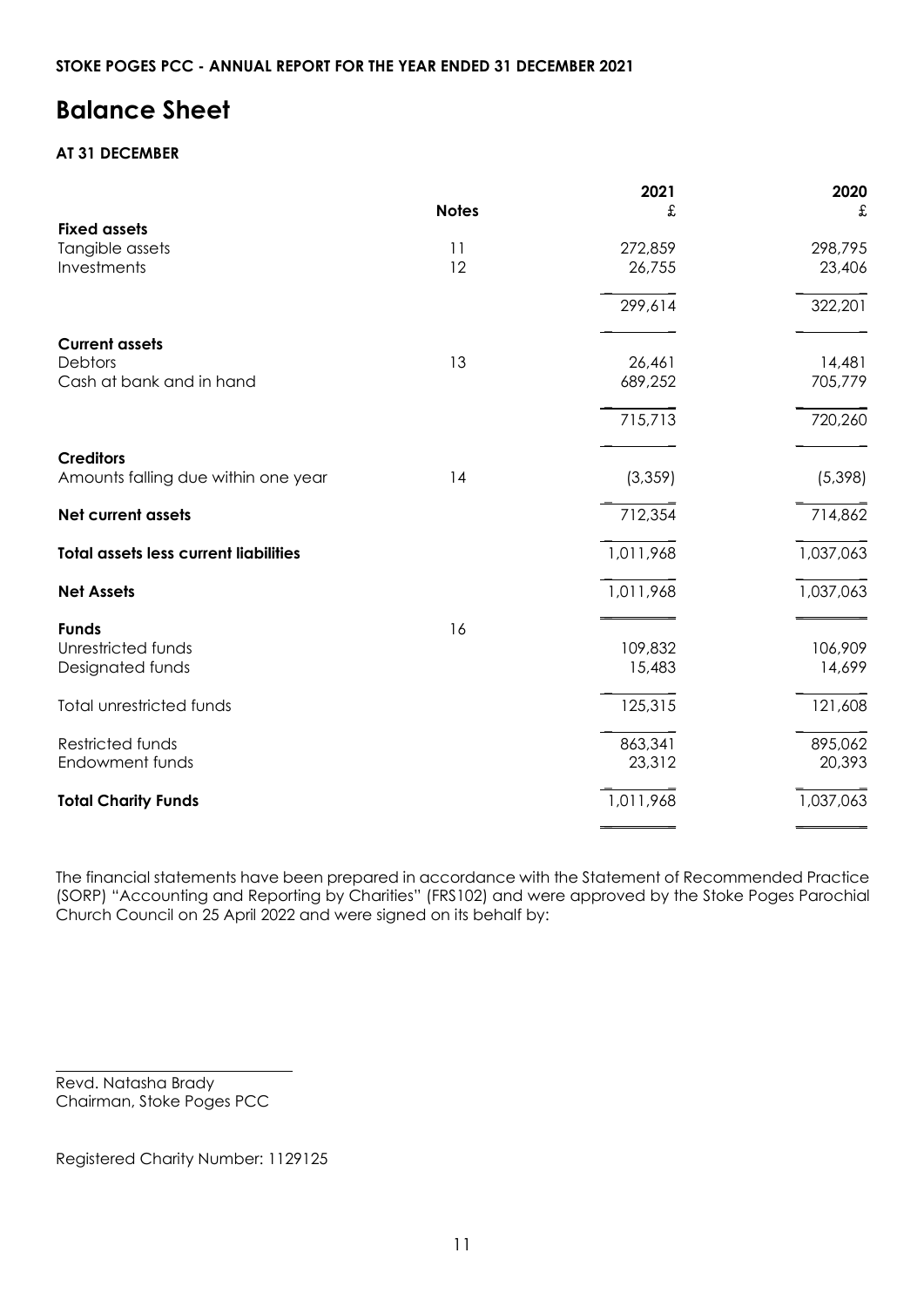**STOKE POGES PCC - ANNUAL REPORT FOR THE YEAR ENDED 31 DECEMBER 2021**

# Balance Sheet

**AT 31 DECEMBER**

| | Notes | 2021 £ | 2020 £ |
|---|---|---|---|
| **Fixed assets** | | | |
| Tangible assets | 11 | 272,859 | 298,795 |
| Investments | 12 | 26,755 | 23,406 |
| | | 299,614 | 322,201 |
| **Current assets** | | | |
| Debtors | 13 | 26,461 | 14,481 |
| Cash at bank and in hand | | 689,252 | 705,779 |
| | | 715,713 | 720,260 |
| **Creditors** | | | |
| Amounts falling due within one year | 14 | (3,359) | (5,398) |
| **Net current assets** | | 712,354 | 714,862 |
| **Total assets less current liabilities** | | 1,011,968 | 1,037,063 |
| **Net Assets** | | 1,011,968 | 1,037,063 |
| **Funds** | 16 | | |
| Unrestricted funds | | 109,832 | 106,909 |
| Designated funds | | 15,483 | 14,699 |
| Total unrestricted funds | | 125,315 | 121,608 |
| Restricted funds | | 863,341 | 895,062 |
| Endowment funds | | 23,312 | 20,393 |
| **Total Charity Funds** | | 1,011,968 | 1,037,063 |

The financial statements have been prepared in accordance with the Statement of Recommended Practice (SORP) "Accounting and Reporting by Charities" (FRS102) and were approved by the Stoke Poges Parochial Church Council on 25 April 2022 and were signed on its behalf by:

Revd. Natasha Brady
Chairman, Stoke Poges PCC

Registered Charity Number: 1129125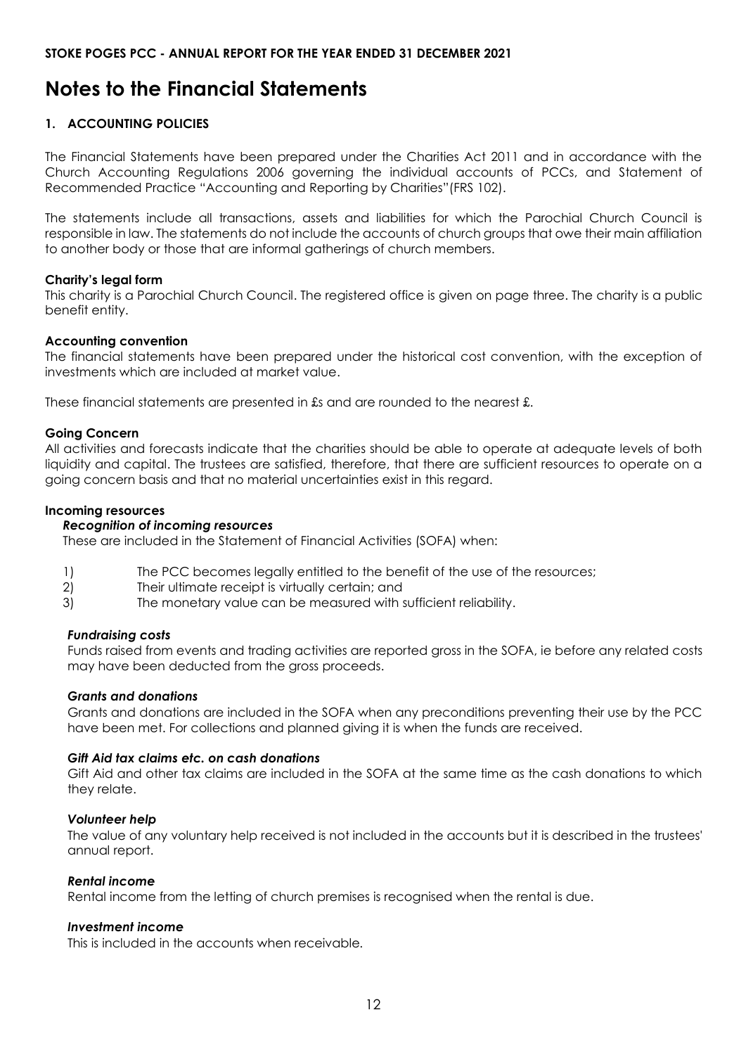# Notes to the Financial Statements

## 1. ACCOUNTING POLICIES

The Financial Statements have been prepared under the Charities Act 2011 and in accordance with the Church Accounting Regulations 2006 governing the individual accounts of PCCs, and Statement of Recommended Practice "Accounting and Reporting by Charities"(FRS 102).

The statements include all transactions, assets and liabilities for which the Parochial Church Council is responsible in law. The statements do not include the accounts of church groups that owe their main affiliation to another body or those that are informal gatherings of church members.

### Charity's legal form

This charity is a Parochial Church Council. The registered office is given on page three. The charity is a public benefit entity.

### Accounting convention

The financial statements have been prepared under the historical cost convention, with the exception of investments which are included at market value.

These financial statements are presented in £s and are rounded to the nearest £.

### Going Concern

All activities and forecasts indicate that the charities should be able to operate at adequate levels of both liquidity and capital. The trustees are satisfied, therefore, that there are sufficient resources to operate on a going concern basis and that no material uncertainties exist in this regard.

### Incoming resources

#### *Recognition of incoming resources*

These are included in the Statement of Financial Activities (SOFA) when:

1) The PCC becomes legally entitled to the benefit of the use of the resources;
2) Their ultimate receipt is virtually certain; and
3) The monetary value can be measured with sufficient reliability.

#### *Fundraising costs*

Funds raised from events and trading activities are reported gross in the SOFA, ie before any related costs may have been deducted from the gross proceeds.

#### *Grants and donations*

Grants and donations are included in the SOFA when any preconditions preventing their use by the PCC have been met. For collections and planned giving it is when the funds are received.

#### *Gift Aid tax claims etc. on cash donations*

Gift Aid and other tax claims are included in the SOFA at the same time as the cash donations to which they relate.

#### *Volunteer help*

The value of any voluntary help received is not included in the accounts but it is described in the trustees' annual report.

#### *Rental income*

Rental income from the letting of church premises is recognised when the rental is due.

#### *Investment income*

This is included in the accounts when receivable.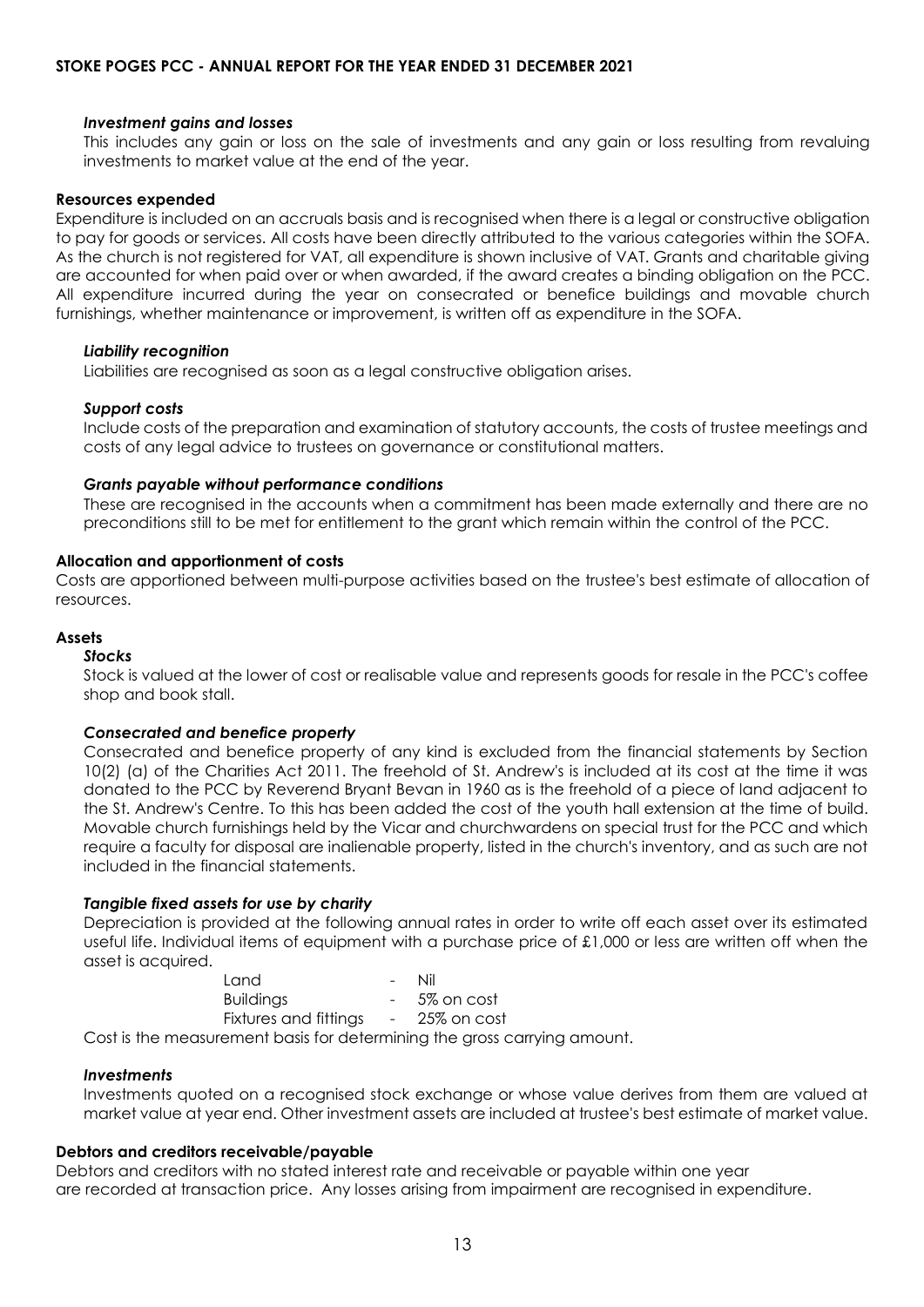#### *Investment gains and losses*

This includes any gain or loss on the sale of investments and any gain or loss resulting from revaluing investments to market value at the end of the year.

**Resources expended**

Expenditure is included on an accruals basis and is recognised when there is a legal or constructive obligation to pay for goods or services. All costs have been directly attributed to the various categories within the SOFA. As the church is not registered for VAT, all expenditure is shown inclusive of VAT. Grants and charitable giving are accounted for when paid over or when awarded, if the award creates a binding obligation on the PCC. All expenditure incurred during the year on consecrated or benefice buildings and movable church furnishings, whether maintenance or improvement, is written off as expenditure in the SOFA.

#### *Liability recognition*

Liabilities are recognised as soon as a legal constructive obligation arises.

#### *Support costs*

Include costs of the preparation and examination of statutory accounts, the costs of trustee meetings and costs of any legal advice to trustees on governance or constitutional matters.

#### *Grants payable without performance conditions*

These are recognised in the accounts when a commitment has been made externally and there are no preconditions still to be met for entitlement to the grant which remain within the control of the PCC.

**Allocation and apportionment of costs**

Costs are apportioned between multi-purpose activities based on the trustee's best estimate of allocation of resources.

**Assets**

#### *Stocks*

Stock is valued at the lower of cost or realisable value and represents goods for resale in the PCC's coffee shop and book stall.

#### *Consecrated and benefice property*

Consecrated and benefice property of any kind is excluded from the financial statements by Section 10(2) (a) of the Charities Act 2011. The freehold of St. Andrew's is included at its cost at the time it was donated to the PCC by Reverend Bryant Bevan in 1960 as is the freehold of a piece of land adjacent to the St. Andrew's Centre. To this has been added the cost of the youth hall extension at the time of build. Movable church furnishings held by the Vicar and churchwardens on special trust for the PCC and which require a faculty for disposal are inalienable property, listed in the church's inventory, and as such are not included in the financial statements.

#### *Tangible fixed assets for use by charity*

Depreciation is provided at the following annual rates in order to write off each asset over its estimated useful life. Individual items of equipment with a purchase price of £1,000 or less are written off when the asset is acquired.

| | | |
|---|---|---|
| Land | - | Nil |
| Buildings | - | 5% on cost |
| Fixtures and fittings | - | 25% on cost |

Cost is the measurement basis for determining the gross carrying amount.

#### *Investments*

Investments quoted on a recognised stock exchange or whose value derives from them are valued at market value at year end. Other investment assets are included at trustee's best estimate of market value.

**Debtors and creditors receivable/payable**

Debtors and creditors with no stated interest rate and receivable or payable within one year are recorded at transaction price. Any losses arising from impairment are recognised in expenditure.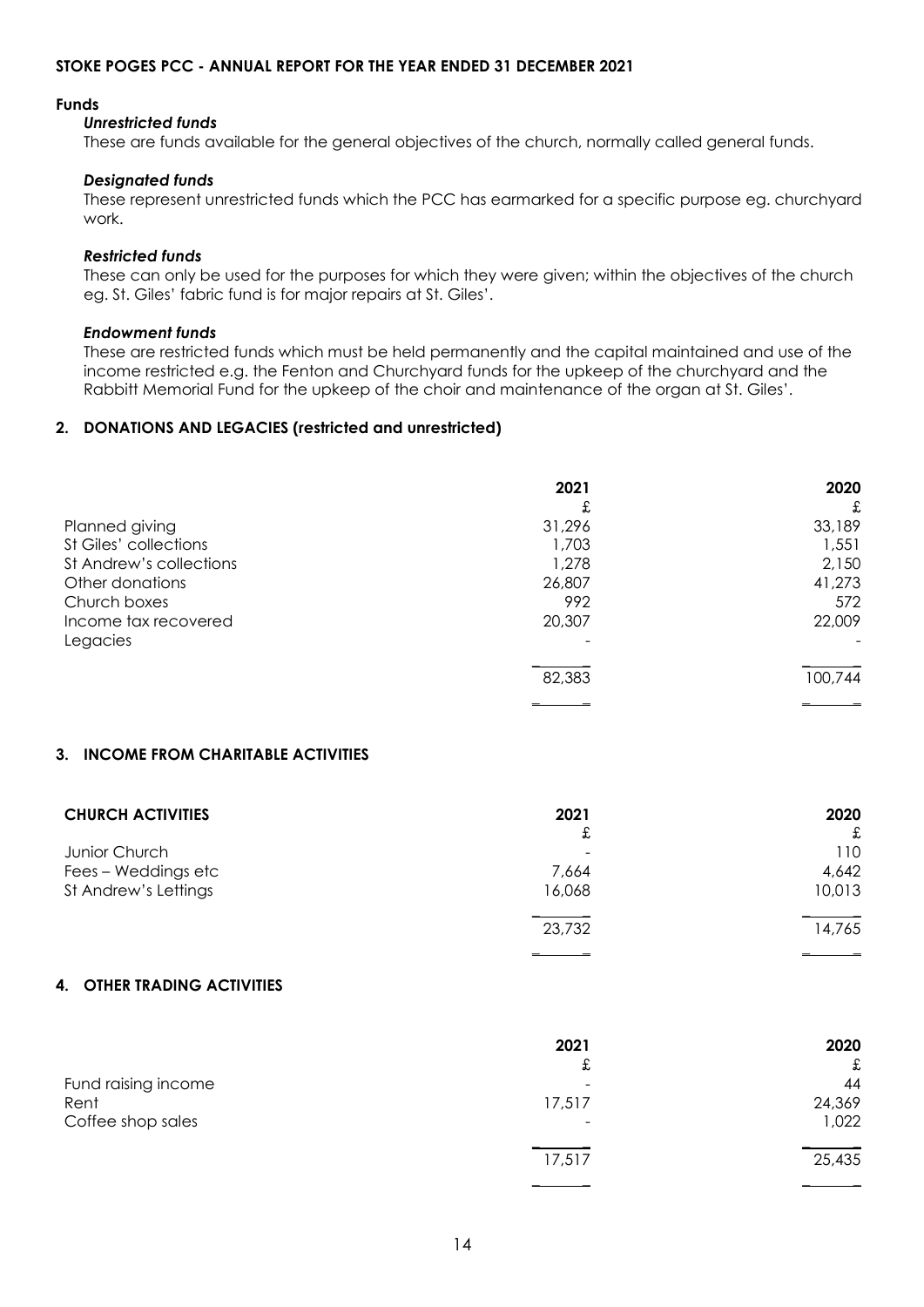**STOKE POGES PCC - ANNUAL REPORT FOR THE YEAR ENDED 31 DECEMBER 2021**

**Funds**

***Unrestricted funds***

These are funds available for the general objectives of the church, normally called general funds.

***Designated funds***

These represent unrestricted funds which the PCC has earmarked for a specific purpose eg. churchyard work.

***Restricted funds***

These can only be used for the purposes for which they were given; within the objectives of the church eg. St. Giles' fabric fund is for major repairs at St. Giles'.

***Endowment funds***

These are restricted funds which must be held permanently and the capital maintained and use of the income restricted e.g. the Fenton and Churchyard funds for the upkeep of the churchyard and the Rabbitt Memorial Fund for the upkeep of the choir and maintenance of the organ at St. Giles'.

## 2. DONATIONS AND LEGACIES (restricted and unrestricted)

| | 2021 | 2020 |
|---|---|---|
| | £ | £ |
| Planned giving | 31,296 | 33,189 |
| St Giles' collections | 1,703 | 1,551 |
| St Andrew's collections | 1,278 | 2,150 |
| Other donations | 26,807 | 41,273 |
| Church boxes | 992 | 572 |
| Income tax recovered | 20,307 | 22,009 |
| Legacies | - | - |
| | 82,383 | 100,744 |

## 3. INCOME FROM CHARITABLE ACTIVITIES

| CHURCH ACTIVITIES | 2021 | 2020 |
|---|---|---|
| | £ | £ |
| Junior Church | - | 110 |
| Fees – Weddings etc | 7,664 | 4,642 |
| St Andrew's Lettings | 16,068 | 10,013 |
| | 23,732 | 14,765 |

## 4. OTHER TRADING ACTIVITIES

| | 2021 | 2020 |
|---|---|---|
| | £ | £ |
| Fund raising income | - | 44 |
| Rent | 17,517 | 24,369 |
| Coffee shop sales | - | 1,022 |
| | 17,517 | 25,435 |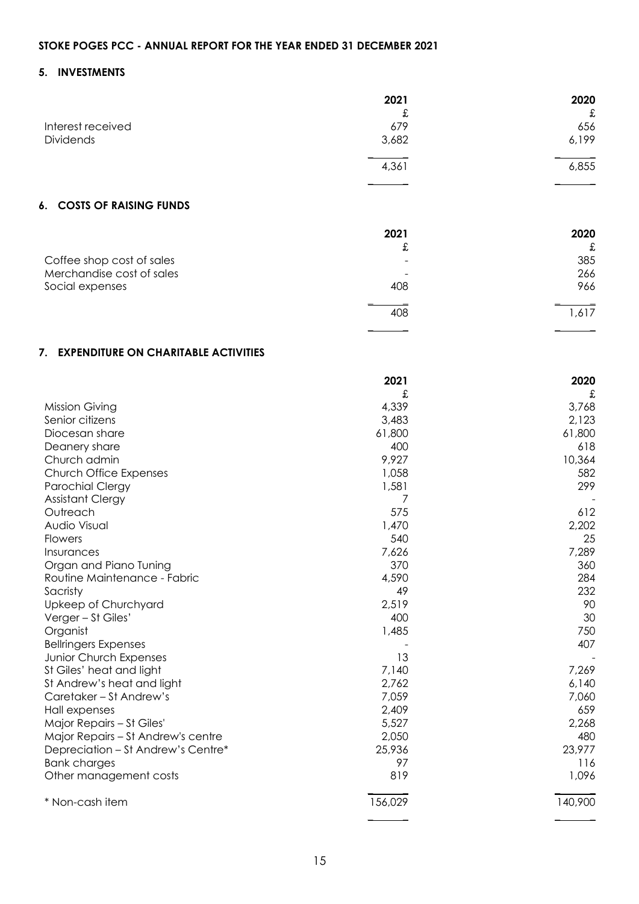**STOKE POGES PCC - ANNUAL REPORT FOR THE YEAR ENDED 31 DECEMBER 2021**

### 5. INVESTMENTS

| | 2021 | 2020 |
|---|---|---|
| | £ | £ |
| Interest received | 679 | 656 |
| Dividends | 3,682 | 6,199 |
| | 4,361 | 6,855 |

### 6. COSTS OF RAISING FUNDS

| | 2021 | 2020 |
|---|---|---|
| | £ | £ |
| Coffee shop cost of sales | - | 385 |
| Merchandise cost of sales | - | 266 |
| Social expenses | 408 | 966 |
| | 408 | 1,617 |

### 7. EXPENDITURE ON CHARITABLE ACTIVITIES

| | 2021 | 2020 |
|---|---|---|
| | £ | £ |
| Mission Giving | 4,339 | 3,768 |
| Senior citizens | 3,483 | 2,123 |
| Diocesan share | 61,800 | 61,800 |
| Deanery share | 400 | 618 |
| Church admin | 9,927 | 10,364 |
| Church Office Expenses | 1,058 | 582 |
| Parochial Clergy | 1,581 | 299 |
| Assistant Clergy | 7 | - |
| Outreach | 575 | 612 |
| Audio Visual | 1,470 | 2,202 |
| Flowers | 540 | 25 |
| Insurances | 7,626 | 7,289 |
| Organ and Piano Tuning | 370 | 360 |
| Routine Maintenance - Fabric | 4,590 | 284 |
| Sacristy | 49 | 232 |
| Upkeep of Churchyard | 2,519 | 90 |
| Verger – St Giles' | 400 | 30 |
| Organist | 1,485 | 750 |
| Bellringers Expenses | - | 407 |
| Junior Church Expenses | 13 | - |
| St Giles' heat and light | 7,140 | 7,269 |
| St Andrew's heat and light | 2,762 | 6,140 |
| Caretaker – St Andrew's | 7,059 | 7,060 |
| Hall expenses | 2,409 | 659 |
| Major Repairs – St Giles' | 5,527 | 2,268 |
| Major Repairs – St Andrew's centre | 2,050 | 480 |
| Depreciation – St Andrew's Centre* | 25,936 | 23,977 |
| Bank charges | 97 | 116 |
| Other management costs | 819 | 1,096 |
| * Non-cash item | 156,029 | 140,900 |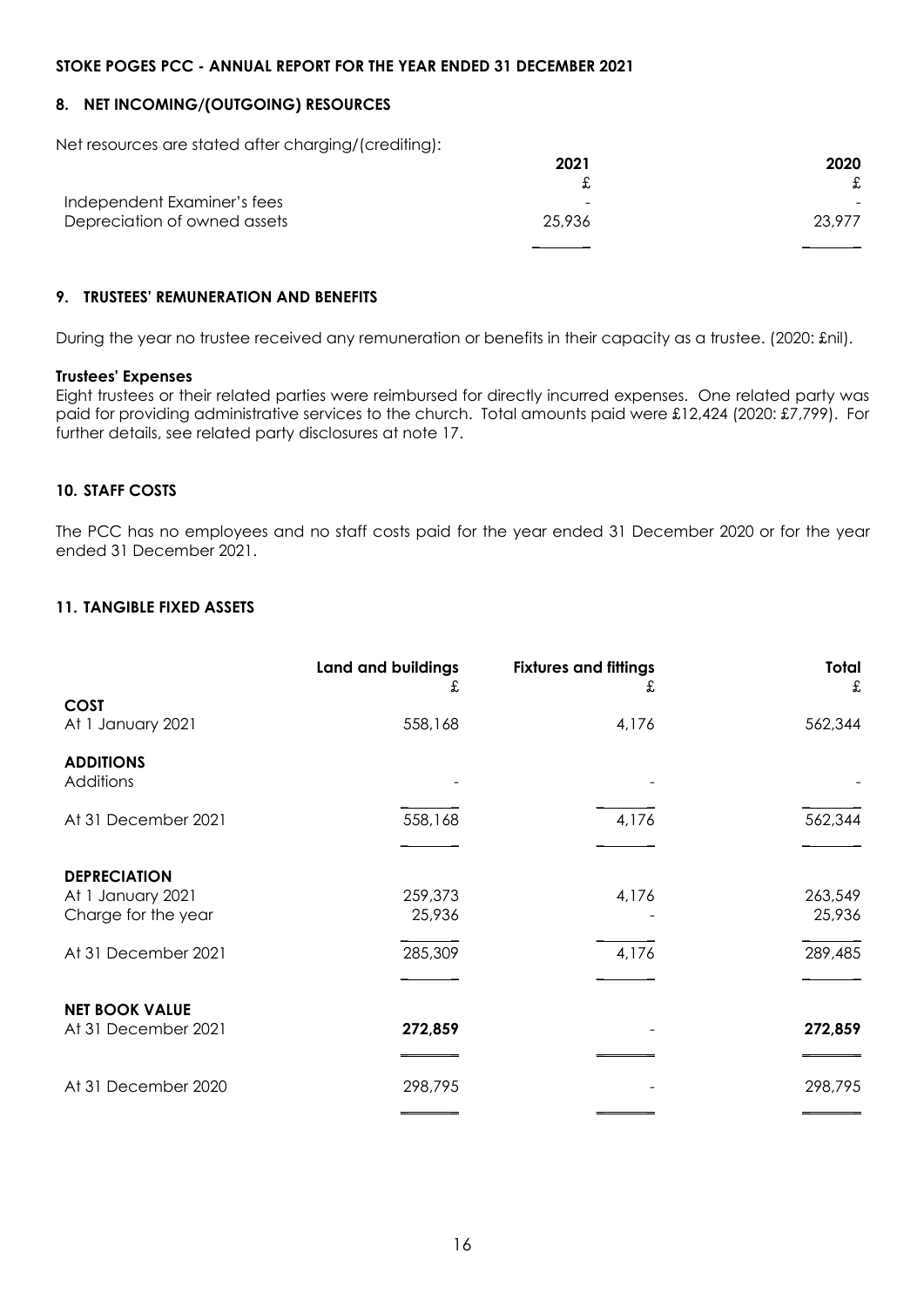**STOKE POGES PCC - ANNUAL REPORT FOR THE YEAR ENDED 31 DECEMBER 2021**

## 8. NET INCOMING/(OUTGOING) RESOURCES

Net resources are stated after charging/(crediting):

| | 2021 | 2020 |
|---|---|---|
| | £ | £ |
| Independent Examiner's fees | - | - |
| Depreciation of owned assets | 25,936 | 23,977 |

## 9. TRUSTEES' REMUNERATION AND BENEFITS

During the year no trustee received any remuneration or benefits in their capacity as a trustee. (2020: £nil).

**Trustees' Expenses**

Eight trustees or their related parties were reimbursed for directly incurred expenses. One related party was paid for providing administrative services to the church. Total amounts paid were £12,424 (2020: £7,799). For further details, see related party disclosures at note 17.

## 10. STAFF COSTS

The PCC has no employees and no staff costs paid for the year ended 31 December 2020 or for the year ended 31 December 2021.

## 11. TANGIBLE FIXED ASSETS

| | Land and buildings | Fixtures and fittings | Total |
|---|---|---|---|
| | £ | £ | £ |
| **COST** | | | |
| At 1 January 2021 | 558,168 | 4,176 | 562,344 |
| **ADDITIONS** | | | |
| Additions | - | - | - |
| At 31 December 2021 | 558,168 | 4,176 | 562,344 |
| **DEPRECIATION** | | | |
| At 1 January 2021 | 259,373 | 4,176 | 263,549 |
| Charge for the year | 25,936 | - | 25,936 |
| At 31 December 2021 | 285,309 | 4,176 | 289,485 |
| **NET BOOK VALUE** | | | |
| At 31 December 2021 | **272,859** | - | **272,859** |
| At 31 December 2020 | 298,795 | - | 298,795 |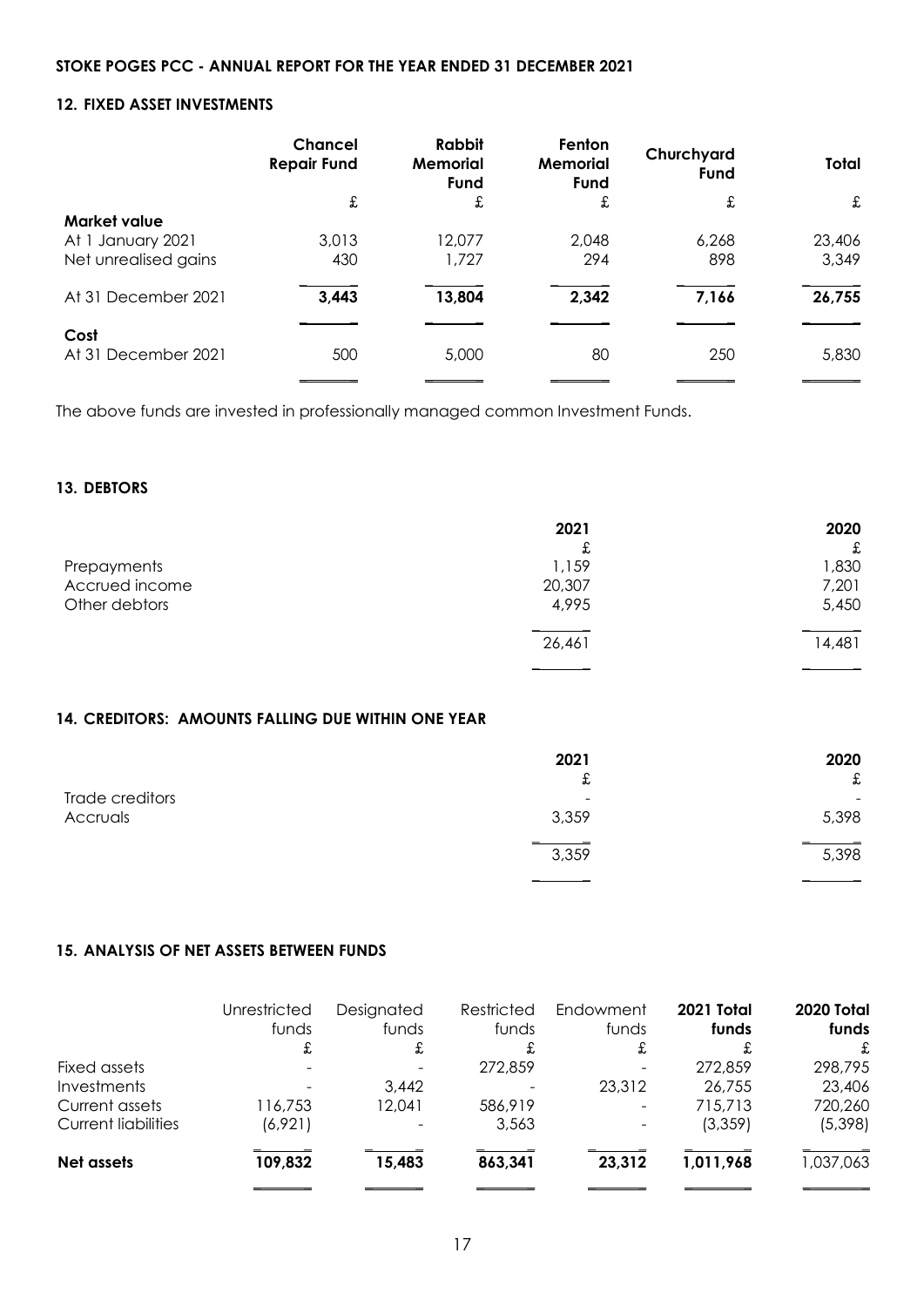## STOKE POGES PCC - ANNUAL REPORT FOR THE YEAR ENDED 31 DECEMBER 2021

### 12. FIXED ASSET INVESTMENTS

| | Chancel Repair Fund | Rabbit Memorial Fund | Fenton Memorial Fund | Churchyard Fund | Total |
|---|---|---|---|---|---|
| | £ | £ | £ | £ | £ |
| **Market value** | | | | | |
| At 1 January 2021 | 3,013 | 12,077 | 2,048 | 6,268 | 23,406 |
| Net unrealised gains | 430 | 1,727 | 294 | 898 | 3,349 |
| At 31 December 2021 | **3,443** | **13,804** | **2,342** | **7,166** | **26,755** |
| **Cost** | | | | | |
| At 31 December 2021 | 500 | 5,000 | 80 | 250 | 5,830 |

The above funds are invested in professionally managed common Investment Funds.

### 13. DEBTORS

| | 2021 | 2020 |
|---|---|---|
| | £ | £ |
| Prepayments | 1,159 | 1,830 |
| Accrued income | 20,307 | 7,201 |
| Other debtors | 4,995 | 5,450 |
| | 26,461 | 14,481 |

### 14. CREDITORS: AMOUNTS FALLING DUE WITHIN ONE YEAR

| | 2021 | 2020 |
|---|---|---|
| | £ | £ |
| Trade creditors | - | - |
| Accruals | 3,359 | 5,398 |
| | 3,359 | 5,398 |

### 15. ANALYSIS OF NET ASSETS BETWEEN FUNDS

| | Unrestricted funds | Designated funds | Restricted funds | Endowment funds | 2021 Total funds | 2020 Total funds |
|---|---|---|---|---|---|---|
| | £ | £ | £ | £ | £ | £ |
| Fixed assets | - | - | 272,859 | - | 272,859 | 298,795 |
| Investments | - | 3,442 | - | 23,312 | 26,755 | 23,406 |
| Current assets | 116,753 | 12,041 | 586,919 | - | 715,713 | 720,260 |
| Current liabilities | (6,921) | - | 3,563 | - | (3,359) | (5,398) |
| **Net assets** | **109,832** | **15,483** | **863,341** | **23,312** | **1,011,968** | 1,037,063 |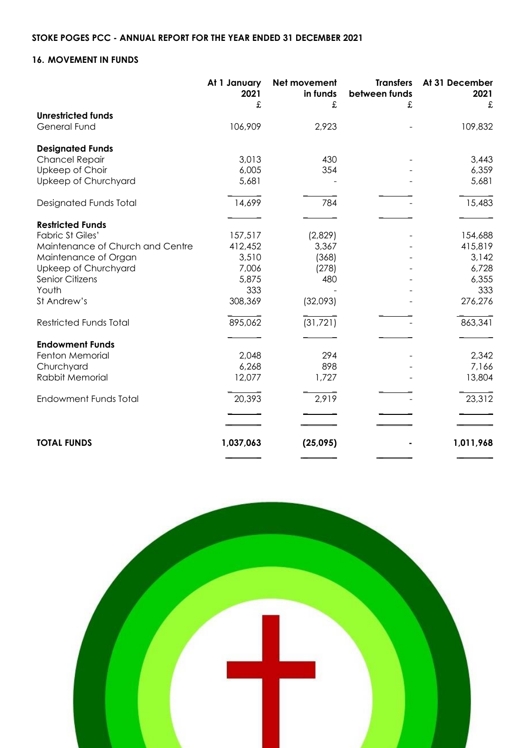STOKE POGES PCC - ANNUAL REPORT FOR THE YEAR ENDED 31 DECEMBER 2021

## 16. MOVEMENT IN FUNDS

| | At 1 January 2021 £ | Net movement in funds £ | Transfers between funds £ | At 31 December 2021 £ |
|---|---|---|---|---|
| **Unrestricted funds** | | | | |
| General Fund | 106,909 | 2,923 | - | 109,832 |
| **Designated Funds** | | | | |
| Chancel Repair | 3,013 | 430 | - | 3,443 |
| Upkeep of Choir | 6,005 | 354 | - | 6,359 |
| Upkeep of Churchyard | 5,681 | - | - | 5,681 |
| Designated Funds Total | 14,699 | 784 | - | 15,483 |
| **Restricted Funds** | | | | |
| Fabric St Giles' | 157,517 | (2,829) | - | 154,688 |
| Maintenance of Church and Centre | 412,452 | 3,367 | - | 415,819 |
| Maintenance of Organ | 3,510 | (368) | - | 3,142 |
| Upkeep of Churchyard | 7,006 | (278) | - | 6,728 |
| Senior Citizens | 5,875 | 480 | - | 6,355 |
| Youth | 333 | - | - | 333 |
| St Andrew's | 308,369 | (32,093) | - | 276,276 |
| Restricted Funds Total | 895,062 | (31,721) | - | 863,341 |
| **Endowment Funds** | | | | |
| Fenton Memorial | 2,048 | 294 | - | 2,342 |
| Churchyard | 6,268 | 898 | - | 7,166 |
| Rabbit Memorial | 12,077 | 1,727 | - | 13,804 |
| Endowment Funds Total | 20,393 | 2,919 | - | 23,312 |
| **TOTAL FUNDS** | **1,037,063** | **(25,095)** | **-** | **1,011,968** |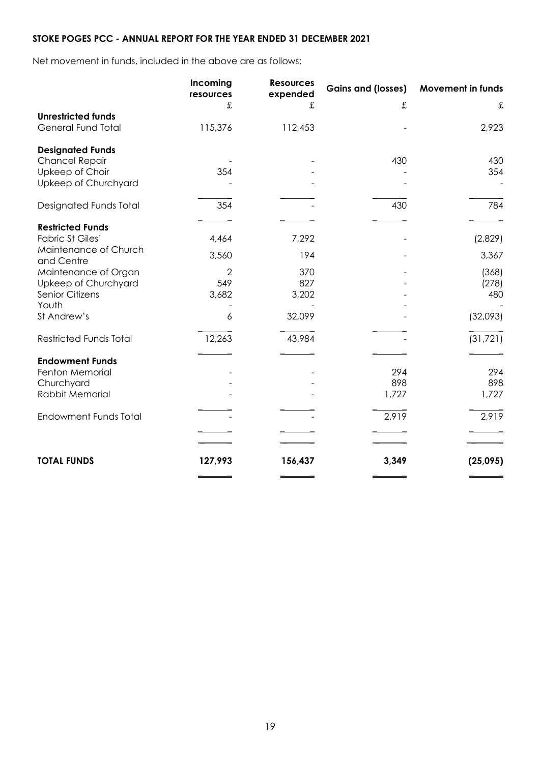**STOKE POGES PCC - ANNUAL REPORT FOR THE YEAR ENDED 31 DECEMBER 2021**

Net movement in funds, included in the above are as follows:

| | Incoming resources | Resources expended | Gains and (losses) | Movement in funds |
|---|---|---|---|---|
| | £ | £ | £ | £ |
| **Unrestricted funds** | | | | |
| General Fund Total | 115,376 | 112,453 | - | 2,923 |
| **Designated Funds** | | | | |
| Chancel Repair | - | - | 430 | 430 |
| Upkeep of Choir | 354 | - | - | 354 |
| Upkeep of Churchyard | - | - | - | - |
| Designated Funds Total | 354 | - | 430 | 784 |
| **Restricted Funds** | | | | |
| Fabric St Giles' | 4,464 | 7,292 | - | (2,829) |
| Maintenance of Church and Centre | 3,560 | 194 | - | 3,367 |
| Maintenance of Organ | 2 | 370 | - | (368) |
| Upkeep of Churchyard | 549 | 827 | - | (278) |
| Senior Citizens | 3,682 | 3,202 | - | 480 |
| Youth | - | - | - | - |
| St Andrew's | 6 | 32,099 | - | (32,093) |
| Restricted Funds Total | 12,263 | 43,984 | - | (31,721) |
| **Endowment Funds** | | | | |
| Fenton Memorial | - | - | 294 | 294 |
| Churchyard | - | - | 898 | 898 |
| Rabbit Memorial | - | - | 1,727 | 1,727 |
| Endowment Funds Total | - | - | 2,919 | 2,919 |
| **TOTAL FUNDS** | **127,993** | **156,437** | **3,349** | **(25,095)** |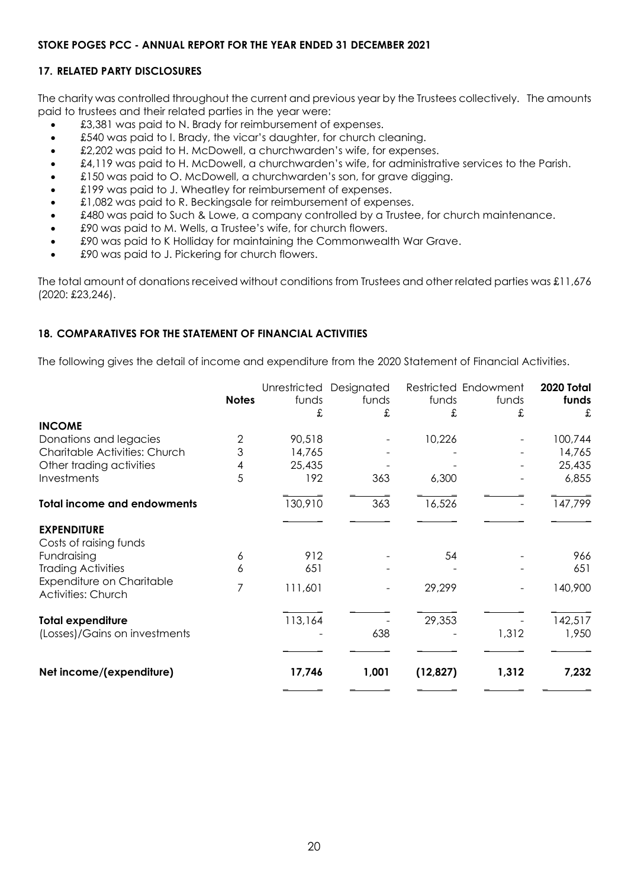## 17. RELATED PARTY DISCLOSURES

The charity was controlled throughout the current and previous year by the Trustees collectively. The amounts paid to trustees and their related parties in the year were:

- £3,381 was paid to N. Brady for reimbursement of expenses.
- £540 was paid to I. Brady, the vicar's daughter, for church cleaning.
- £2,202 was paid to H. McDowell, a churchwarden's wife, for expenses.
- £4,119 was paid to H. McDowell, a churchwarden's wife, for administrative services to the Parish.
- £150 was paid to O. McDowell, a churchwarden's son, for grave digging.
- £199 was paid to J. Wheatley for reimbursement of expenses.
- £1,082 was paid to R. Beckingsale for reimbursement of expenses.
- £480 was paid to Such & Lowe, a company controlled by a Trustee, for church maintenance.
- £90 was paid to M. Wells, a Trustee's wife, for church flowers.
- £90 was paid to K Holliday for maintaining the Commonwealth War Grave.
- £90 was paid to J. Pickering for church flowers.

The total amount of donations received without conditions from Trustees and other related parties was £11,676 (2020: £23,246).

## 18. COMPARATIVES FOR THE STATEMENT OF FINANCIAL ACTIVITIES

The following gives the detail of income and expenditure from the 2020 Statement of Financial Activities.

| | Notes | Unrestricted funds | Designated funds | Restricted funds | Endowment funds | 2020 Total funds |
|---|---|---|---|---|---|---|
| | | £ | £ | £ | £ | £ |
| **INCOME** | | | | | | |
| Donations and legacies | 2 | 90,518 | - | 10,226 | - | 100,744 |
| Charitable Activities: Church | 3 | 14,765 | - | - | - | 14,765 |
| Other trading activities | 4 | 25,435 | - | - | - | 25,435 |
| Investments | 5 | 192 | 363 | 6,300 | - | 6,855 |
| **Total income and endowments** | | 130,910 | 363 | 16,526 | - | 147,799 |
| **EXPENDITURE** | | | | | | |
| Costs of raising funds | | | | | | |
| Fundraising | 6 | 912 | - | 54 | - | 966 |
| Trading Activities | 6 | 651 | - | - | - | 651 |
| Expenditure on Charitable Activities: Church | 7 | 111,601 | - | 29,299 | - | 140,900 |
| **Total expenditure** | | 113,164 | - | 29,353 | - | 142,517 |
| (Losses)/Gains on investments | | - | 638 | - | 1,312 | 1,950 |
| **Net income/(expenditure)** | | **17,746** | **1,001** | **(12,827)** | **1,312** | **7,232** |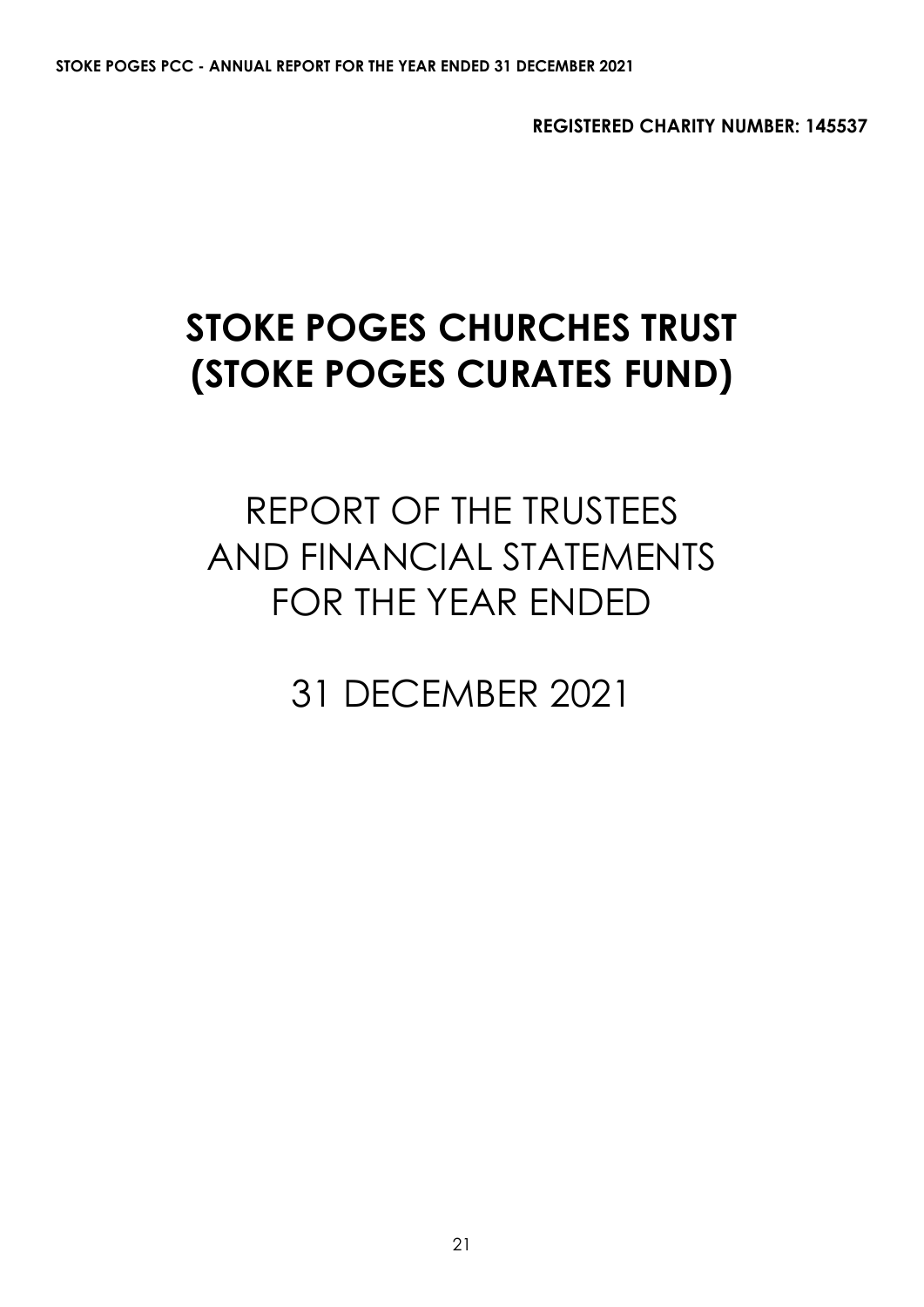**REGISTERED CHARITY NUMBER: 145537**

# STOKE POGES CHURCHES TRUST (STOKE POGES CURATES FUND)

## REPORT OF THE TRUSTEES AND FINANCIAL STATEMENTS FOR THE YEAR ENDED

## 31 DECEMBER 2021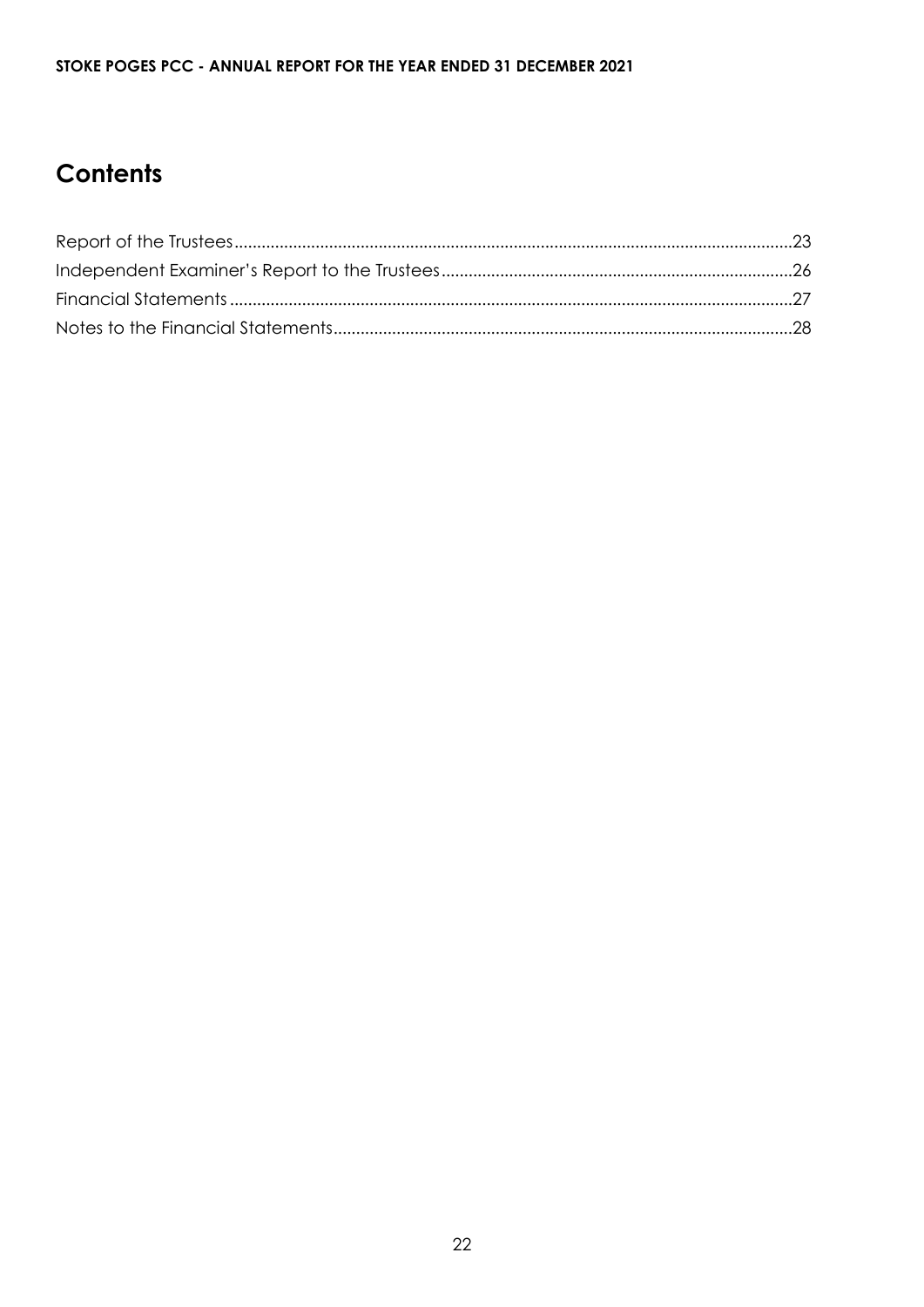## Contents

| | |
|---|---|
| Report of the Trustees | 23 |
| Independent Examiner's Report to the Trustees | 26 |
| Financial Statements | 27 |
| Notes to the Financial Statements | 28 |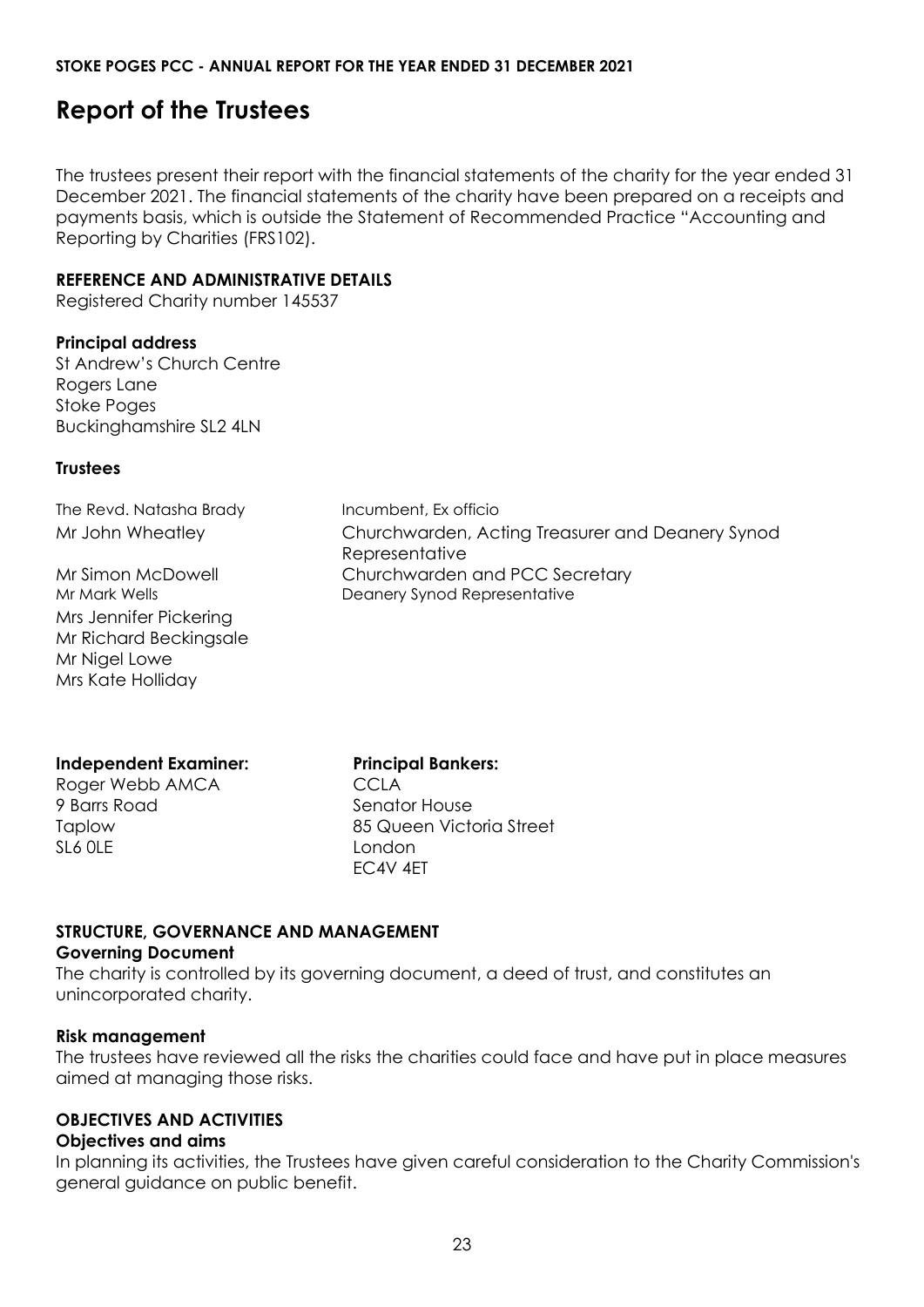# Report of the Trustees

The trustees present their report with the financial statements of the charity for the year ended 31 December 2021. The financial statements of the charity have been prepared on a receipts and payments basis, which is outside the Statement of Recommended Practice "Accounting and Reporting by Charities (FRS102).

**REFERENCE AND ADMINISTRATIVE DETAILS**

Registered Charity number 145537

**Principal address**

St Andrew's Church Centre
Rogers Lane
Stoke Poges
Buckinghamshire SL2 4LN

**Trustees**

| | |
|---|---|
| The Revd. Natasha Brady | Incumbent, Ex officio |
| Mr John Wheatley | Churchwarden, Acting Treasurer and Deanery Synod Representative |
| Mr Simon McDowell | Churchwarden and PCC Secretary |
| Mr Mark Wells | Deanery Synod Representative |
| Mrs Jennifer Pickering | |
| Mr Richard Beckingsale | |
| Mr Nigel Lowe | |
| Mrs Kate Holliday | |

**Independent Examiner:**

Roger Webb AMCA
9 Barrs Road
Taplow
SL6 0LE

**Principal Bankers:**

CCLA
Senator House
85 Queen Victoria Street
London
EC4V 4ET

**STRUCTURE, GOVERNANCE AND MANAGEMENT**

**Governing Document**

The charity is controlled by its governing document, a deed of trust, and constitutes an unincorporated charity.

**Risk management**

The trustees have reviewed all the risks the charities could face and have put in place measures aimed at managing those risks.

**OBJECTIVES AND ACTIVITIES**

**Objectives and aims**

In planning its activities, the Trustees have given careful consideration to the Charity Commission's general guidance on public benefit.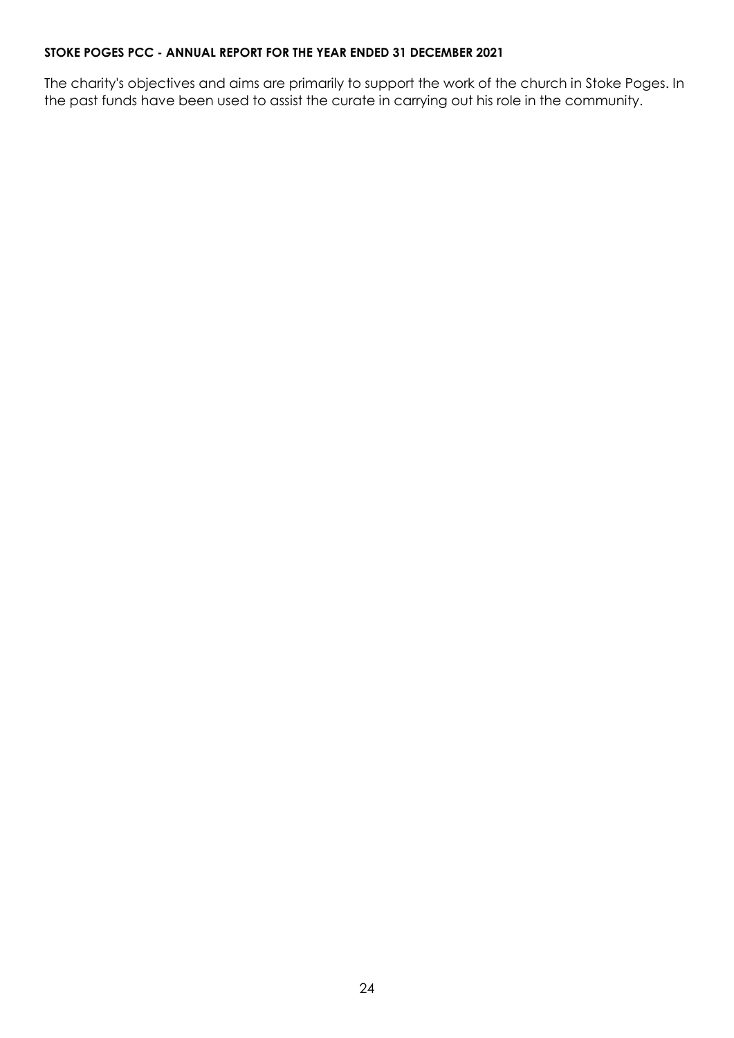**STOKE POGES PCC - ANNUAL REPORT FOR THE YEAR ENDED 31 DECEMBER 2021**

The charity's objectives and aims are primarily to support the work of the church in Stoke Poges. In the past funds have been used to assist the curate in carrying out his role in the community.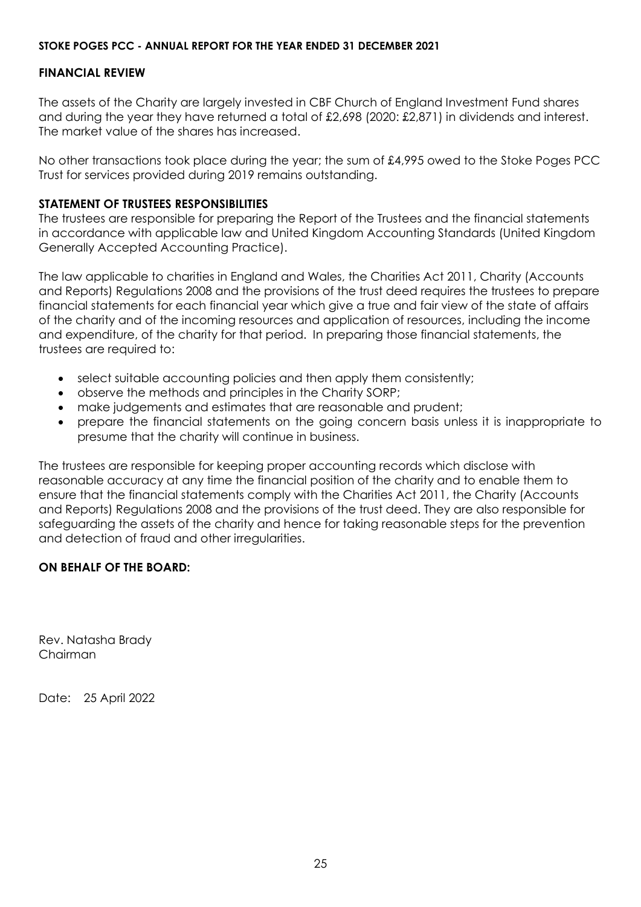**STOKE POGES PCC - ANNUAL REPORT FOR THE YEAR ENDED 31 DECEMBER 2021**

## FINANCIAL REVIEW

The assets of the Charity are largely invested in CBF Church of England Investment Fund shares and during the year they have returned a total of £2,698 (2020: £2,871) in dividends and interest. The market value of the shares has increased.

No other transactions took place during the year; the sum of £4,995 owed to the Stoke Poges PCC Trust for services provided during 2019 remains outstanding.

## STATEMENT OF TRUSTEES RESPONSIBILITIES

The trustees are responsible for preparing the Report of the Trustees and the financial statements in accordance with applicable law and United Kingdom Accounting Standards (United Kingdom Generally Accepted Accounting Practice).

The law applicable to charities in England and Wales, the Charities Act 2011, Charity (Accounts and Reports) Regulations 2008 and the provisions of the trust deed requires the trustees to prepare financial statements for each financial year which give a true and fair view of the state of affairs of the charity and of the incoming resources and application of resources, including the income and expenditure, of the charity for that period. In preparing those financial statements, the trustees are required to:

- select suitable accounting policies and then apply them consistently;
- observe the methods and principles in the Charity SORP;
- make judgements and estimates that are reasonable and prudent;
- prepare the financial statements on the going concern basis unless it is inappropriate to presume that the charity will continue in business.

The trustees are responsible for keeping proper accounting records which disclose with reasonable accuracy at any time the financial position of the charity and to enable them to ensure that the financial statements comply with the Charities Act 2011, the Charity (Accounts and Reports) Regulations 2008 and the provisions of the trust deed. They are also responsible for safeguarding the assets of the charity and hence for taking reasonable steps for the prevention and detection of fraud and other irregularities.

**ON BEHALF OF THE BOARD:**

Rev. Natasha Brady
Chairman

Date: 25 April 2022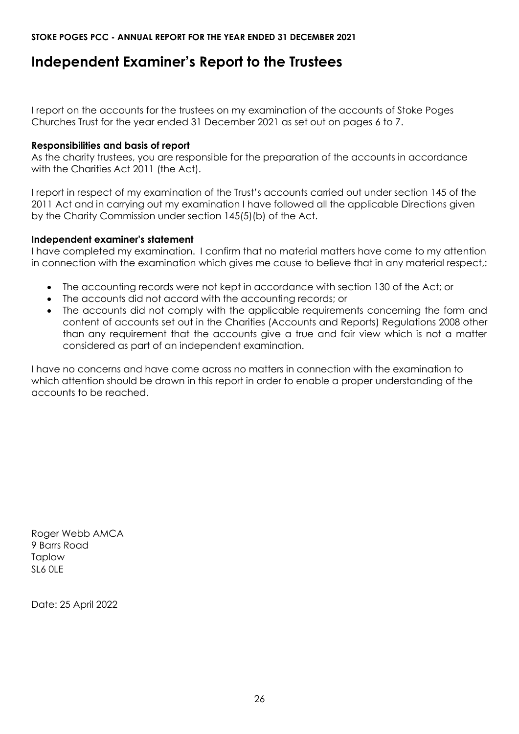# Independent Examiner's Report to the Trustees

I report on the accounts for the trustees on my examination of the accounts of Stoke Poges Churches Trust for the year ended 31 December 2021 as set out on pages 6 to 7.

**Responsibilities and basis of report**
As the charity trustees, you are responsible for the preparation of the accounts in accordance with the Charities Act 2011 (the Act).

I report in respect of my examination of the Trust's accounts carried out under section 145 of the 2011 Act and in carrying out my examination I have followed all the applicable Directions given by the Charity Commission under section 145(5)(b) of the Act.

**Independent examiner's statement**
I have completed my examination. I confirm that no material matters have come to my attention in connection with the examination which gives me cause to believe that in any material respect,:

- The accounting records were not kept in accordance with section 130 of the Act; or
- The accounts did not accord with the accounting records; or
- The accounts did not comply with the applicable requirements concerning the form and content of accounts set out in the Charities (Accounts and Reports) Regulations 2008 other than any requirement that the accounts give a true and fair view which is not a matter considered as part of an independent examination.

I have no concerns and have come across no matters in connection with the examination to which attention should be drawn in this report in order to enable a proper understanding of the accounts to be reached.

Roger Webb AMCA
9 Barrs Road
Taplow
SL6 0LE

Date: 25 April 2022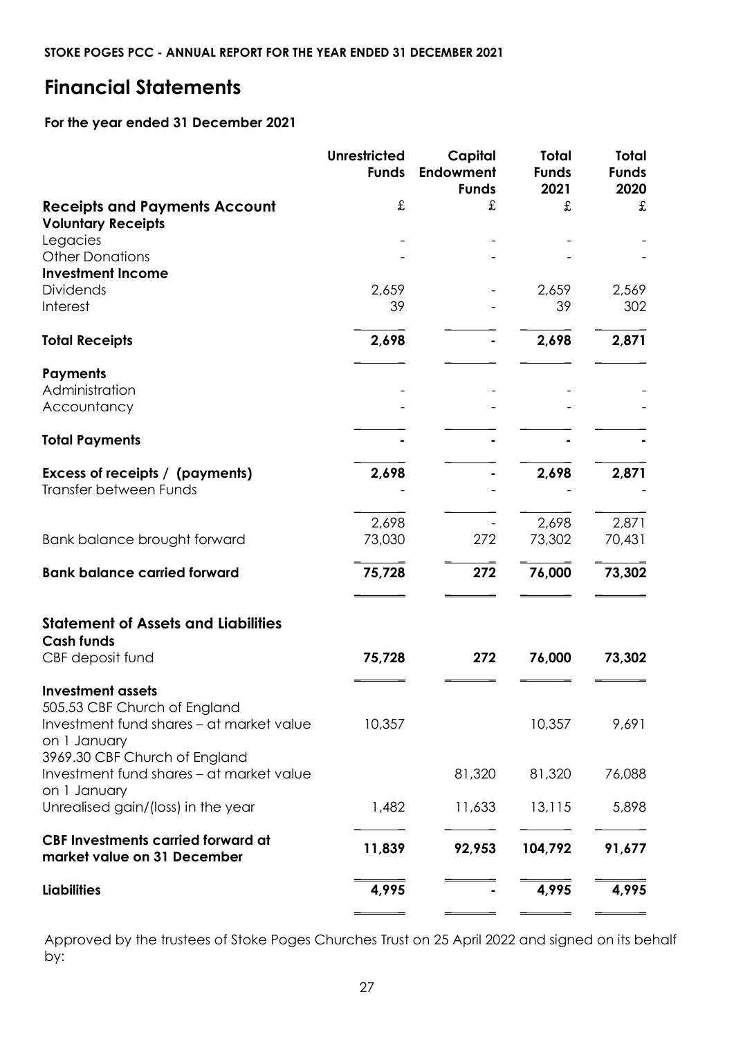# Financial Statements

**For the year ended 31 December 2021**

| | Unrestricted Funds | Capital Endowment Funds | Total Funds 2021 | Total Funds 2020 |
|---|---|---|---|---|
| **Receipts and Payments Account** | £ | £ | £ | £ |
| **Voluntary Receipts** | | | | |
| Legacies | - | - | - | - |
| Other Donations | - | - | - | - |
| **Investment Income** | | | | |
| Dividends | 2,659 | - | 2,659 | 2,569 |
| Interest | 39 | - | 39 | 302 |
| **Total Receipts** | **2,698** | **-** | **2,698** | **2,871** |
| **Payments** | | | | |
| Administration | - | - | - | - |
| Accountancy | - | - | - | - |
| **Total Payments** | **-** | **-** | **-** | **-** |
| **Excess of receipts / (payments)** | **2,698** | **-** | **2,698** | **2,871** |
| Transfer between Funds | - | - | - | - |
| | 2,698 | - | 2,698 | 2,871 |
| Bank balance brought forward | 73,030 | 272 | 73,302 | 70,431 |
| **Bank balance carried forward** | **75,728** | **272** | **76,000** | **73,302** |
| **Statement of Assets and Liabilities** | | | | |
| **Cash funds** | | | | |
| CBF deposit fund | **75,728** | **272** | **76,000** | **73,302** |
| **Investment assets** | | | | |
| 505.53 CBF Church of England Investment fund shares – at market value on 1 January | 10,357 | | 10,357 | 9,691 |
| 3969.30 CBF Church of England Investment fund shares – at market value on 1 January | | 81,320 | 81,320 | 76,088 |
| Unrealised gain/(loss) in the year | 1,482 | 11,633 | 13,115 | 5,898 |
| **CBF Investments carried forward at market value on 31 December** | **11,839** | **92,953** | **104,792** | **91,677** |
| **Liabilities** | **4,995** | **-** | **4,995** | **4,995** |

Approved by the trustees of Stoke Poges Churches Trust on 25 April 2022 and signed on its behalf by: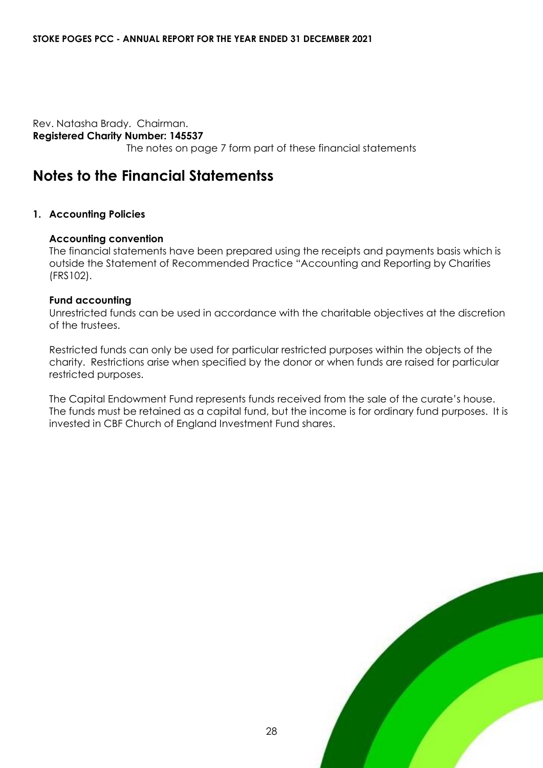Rev. Natasha Brady. Chairman.
**Registered Charity Number: 145537**
The notes on page 7 form part of these financial statements

# Notes to the Financial Statementss

**1. Accounting Policies**

**Accounting convention**
The financial statements have been prepared using the receipts and payments basis which is outside the Statement of Recommended Practice "Accounting and Reporting by Charities (FRS102).

**Fund accounting**
Unrestricted funds can be used in accordance with the charitable objectives at the discretion of the trustees.

Restricted funds can only be used for particular restricted purposes within the objects of the charity. Restrictions arise when specified by the donor or when funds are raised for particular restricted purposes.

The Capital Endowment Fund represents funds received from the sale of the curate's house. The funds must be retained as a capital fund, but the income is for ordinary fund purposes. It is invested in CBF Church of England Investment Fund shares.